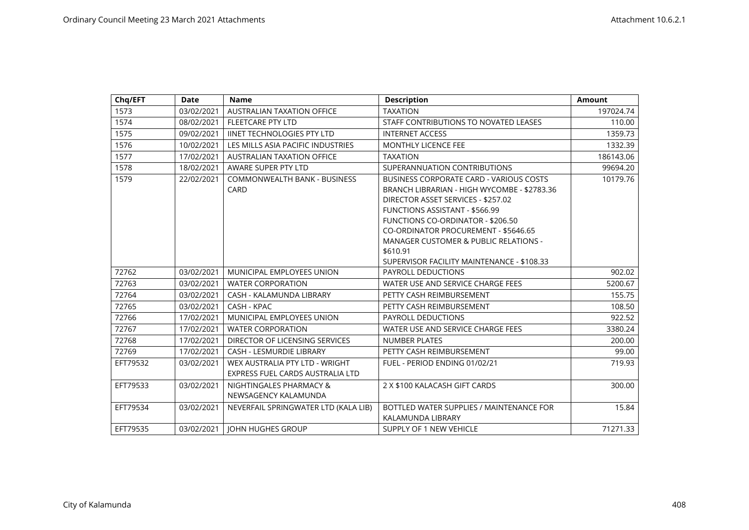| Chq/EFT | Date | Name | Description | Amount |
|---|---|---|---|---|
| 1573 | 03/02/2021 | AUSTRALIAN TAXATION OFFICE | TAXATION | 197024.74 |
| 1574 | 08/02/2021 | FLEETCARE PTY LTD | STAFF CONTRIBUTIONS TO NOVATED LEASES | 110.00 |
| 1575 | 09/02/2021 | IINET TECHNOLOGIES PTY LTD | INTERNET ACCESS | 1359.73 |
| 1576 | 10/02/2021 | LES MILLS ASIA PACIFIC INDUSTRIES | MONTHLY LICENCE FEE | 1332.39 |
| 1577 | 17/02/2021 | AUSTRALIAN TAXATION OFFICE | TAXATION | 186143.06 |
| 1578 | 18/02/2021 | AWARE SUPER PTY LTD | SUPERANNUATION CONTRIBUTIONS | 99694.20 |
| 1579 | 22/02/2021 | COMMONWEALTH BANK - BUSINESS CARD | BUSINESS CORPORATE CARD - VARIOUS COSTS BRANCH LIBRARIAN - HIGH WYCOMBE - $2783.36 DIRECTOR ASSET SERVICES - $257.02 FUNCTIONS ASSISTANT - $566.99 FUNCTIONS CO-ORDINATOR - $206.50 CO-ORDINATOR PROCUREMENT - $5646.65 MANAGER CUSTOMER & PUBLIC RELATIONS - $610.91 SUPERVISOR FACILITY MAINTENANCE - $108.33 | 10179.76 |
| 72762 | 03/02/2021 | MUNICIPAL EMPLOYEES UNION | PAYROLL DEDUCTIONS | 902.02 |
| 72763 | 03/02/2021 | WATER CORPORATION | WATER USE AND SERVICE CHARGE FEES | 5200.67 |
| 72764 | 03/02/2021 | CASH - KALAMUNDA LIBRARY | PETTY CASH REIMBURSEMENT | 155.75 |
| 72765 | 03/02/2021 | CASH - KPAC | PETTY CASH REIMBURSEMENT | 108.50 |
| 72766 | 17/02/2021 | MUNICIPAL EMPLOYEES UNION | PAYROLL DEDUCTIONS | 922.52 |
| 72767 | 17/02/2021 | WATER CORPORATION | WATER USE AND SERVICE CHARGE FEES | 3380.24 |
| 72768 | 17/02/2021 | DIRECTOR OF LICENSING SERVICES | NUMBER PLATES | 200.00 |
| 72769 | 17/02/2021 | CASH - LESMURDIE LIBRARY | PETTY CASH REIMBURSEMENT | 99.00 |
| EFT79532 | 03/02/2021 | WEX AUSTRALIA PTY LTD - WRIGHT EXPRESS FUEL CARDS AUSTRALIA LTD | FUEL - PERIOD ENDING 01/02/21 | 719.93 |
| EFT79533 | 03/02/2021 | NIGHTINGALES PHARMACY & NEWSAGENCY KALAMUNDA | 2 X $100 KALACASH GIFT CARDS | 300.00 |
| EFT79534 | 03/02/2021 | NEVERFAIL SPRINGWATER LTD (KALA LIB) | BOTTLED WATER SUPPLIES / MAINTENANCE FOR KALAMUNDA LIBRARY | 15.84 |
| EFT79535 | 03/02/2021 | JOHN HUGHES GROUP | SUPPLY OF 1 NEW VEHICLE | 71271.33 |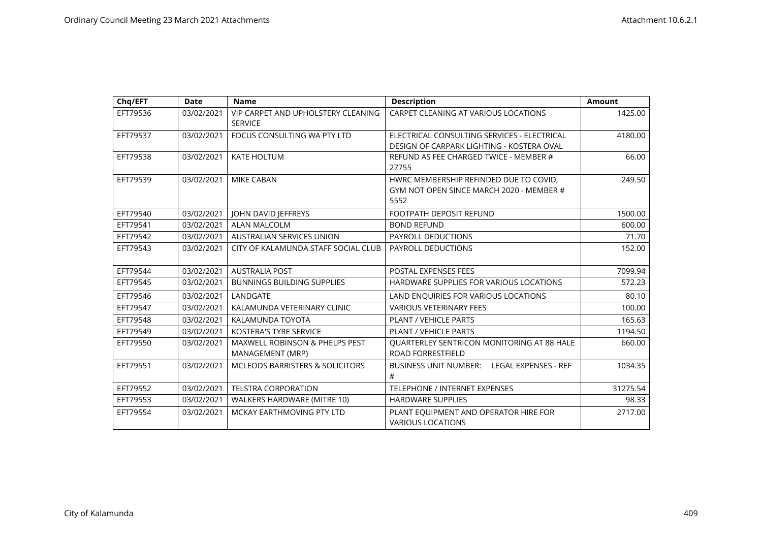| Chq/EFT | Date | Name | Description | Amount |
|---|---|---|---|---|
| EFT79536 | 03/02/2021 | VIP CARPET AND UPHOLSTERY CLEANING SERVICE | CARPET CLEANING AT VARIOUS LOCATIONS | 1425.00 |
| EFT79537 | 03/02/2021 | FOCUS CONSULTING WA PTY LTD | ELECTRICAL CONSULTING SERVICES - ELECTRICAL DESIGN OF CARPARK LIGHTING - KOSTERA OVAL | 4180.00 |
| EFT79538 | 03/02/2021 | KATE HOLTUM | REFUND AS FEE CHARGED TWICE - MEMBER # 27755 | 66.00 |
| EFT79539 | 03/02/2021 | MIKE CABAN | HWRC MEMBERSHIP REFINDED DUE TO COVID, GYM NOT OPEN SINCE MARCH 2020 - MEMBER # 5552 | 249.50 |
| EFT79540 | 03/02/2021 | JOHN DAVID JEFFREYS | FOOTPATH DEPOSIT REFUND | 1500.00 |
| EFT79541 | 03/02/2021 | ALAN MALCOLM | BOND REFUND | 600.00 |
| EFT79542 | 03/02/2021 | AUSTRALIAN SERVICES UNION | PAYROLL DEDUCTIONS | 71.70 |
| EFT79543 | 03/02/2021 | CITY OF KALAMUNDA STAFF SOCIAL CLUB | PAYROLL DEDUCTIONS | 152.00 |
| EFT79544 | 03/02/2021 | AUSTRALIA POST | POSTAL EXPENSES FEES | 7099.94 |
| EFT79545 | 03/02/2021 | BUNNINGS BUILDING SUPPLIES | HARDWARE SUPPLIES FOR VARIOUS LOCATIONS | 572.23 |
| EFT79546 | 03/02/2021 | LANDGATE | LAND ENQUIRIES FOR VARIOUS LOCATIONS | 80.10 |
| EFT79547 | 03/02/2021 | KALAMUNDA VETERINARY CLINIC | VARIOUS VETERINARY FEES | 100.00 |
| EFT79548 | 03/02/2021 | KALAMUNDA TOYOTA | PLANT / VEHICLE PARTS | 165.63 |
| EFT79549 | 03/02/2021 | KOSTERA'S TYRE SERVICE | PLANT / VEHICLE PARTS | 1194.50 |
| EFT79550 | 03/02/2021 | MAXWELL ROBINSON & PHELPS PEST MANAGEMENT (MRP) | QUARTERLEY SENTRICON MONITORING AT 88 HALE ROAD FORRESTFIELD | 660.00 |
| EFT79551 | 03/02/2021 | MCLEODS BARRISTERS & SOLICITORS | BUSINESS UNIT NUMBER: LEGAL EXPENSES - REF # | 1034.35 |
| EFT79552 | 03/02/2021 | TELSTRA CORPORATION | TELEPHONE / INTERNET EXPENSES | 31275.54 |
| EFT79553 | 03/02/2021 | WALKERS HARDWARE (MITRE 10) | HARDWARE SUPPLIES | 98.33 |
| EFT79554 | 03/02/2021 | MCKAY EARTHMOVING PTY LTD | PLANT EQUIPMENT AND OPERATOR HIRE FOR VARIOUS LOCATIONS | 2717.00 |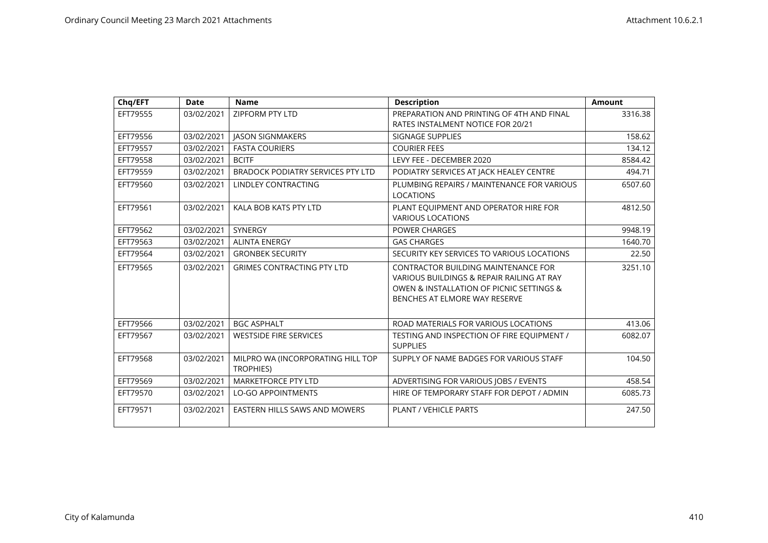| Chq/EFT | Date | Name | Description | Amount |
|---|---|---|---|---|
| EFT79555 | 03/02/2021 | ZIPFORM PTY LTD | PREPARATION AND PRINTING OF 4TH AND FINAL RATES INSTALMENT NOTICE FOR 20/21 | 3316.38 |
| EFT79556 | 03/02/2021 | JASON SIGNMAKERS | SIGNAGE SUPPLIES | 158.62 |
| EFT79557 | 03/02/2021 | FASTA COURIERS | COURIER FEES | 134.12 |
| EFT79558 | 03/02/2021 | BCITF | LEVY FEE - DECEMBER 2020 | 8584.42 |
| EFT79559 | 03/02/2021 | BRADOCK PODIATRY SERVICES PTY LTD | PODIATRY SERVICES AT JACK HEALEY CENTRE | 494.71 |
| EFT79560 | 03/02/2021 | LINDLEY CONTRACTING | PLUMBING REPAIRS / MAINTENANCE FOR VARIOUS LOCATIONS | 6507.60 |
| EFT79561 | 03/02/2021 | KALA BOB KATS PTY LTD | PLANT EQUIPMENT AND OPERATOR HIRE FOR VARIOUS LOCATIONS | 4812.50 |
| EFT79562 | 03/02/2021 | SYNERGY | POWER CHARGES | 9948.19 |
| EFT79563 | 03/02/2021 | ALINTA ENERGY | GAS CHARGES | 1640.70 |
| EFT79564 | 03/02/2021 | GRONBEK SECURITY | SECURITY KEY SERVICES TO VARIOUS LOCATIONS | 22.50 |
| EFT79565 | 03/02/2021 | GRIMES CONTRACTING PTY LTD | CONTRACTOR BUILDING MAINTENANCE FOR VARIOUS BUILDINGS & REPAIR RAILING AT RAY OWEN & INSTALLATION OF PICNIC SETTINGS & BENCHES AT ELMORE WAY RESERVE | 3251.10 |
| EFT79566 | 03/02/2021 | BGC ASPHALT | ROAD MATERIALS FOR VARIOUS LOCATIONS | 413.06 |
| EFT79567 | 03/02/2021 | WESTSIDE FIRE SERVICES | TESTING AND INSPECTION OF FIRE EQUIPMENT / SUPPLIES | 6082.07 |
| EFT79568 | 03/02/2021 | MILPRO WA (INCORPORATING HILL TOP TROPHIES) | SUPPLY OF NAME BADGES FOR VARIOUS STAFF | 104.50 |
| EFT79569 | 03/02/2021 | MARKETFORCE PTY LTD | ADVERTISING FOR VARIOUS JOBS / EVENTS | 458.54 |
| EFT79570 | 03/02/2021 | LO-GO APPOINTMENTS | HIRE OF TEMPORARY STAFF FOR DEPOT / ADMIN | 6085.73 |
| EFT79571 | 03/02/2021 | EASTERN HILLS SAWS AND MOWERS | PLANT / VEHICLE PARTS | 247.50 |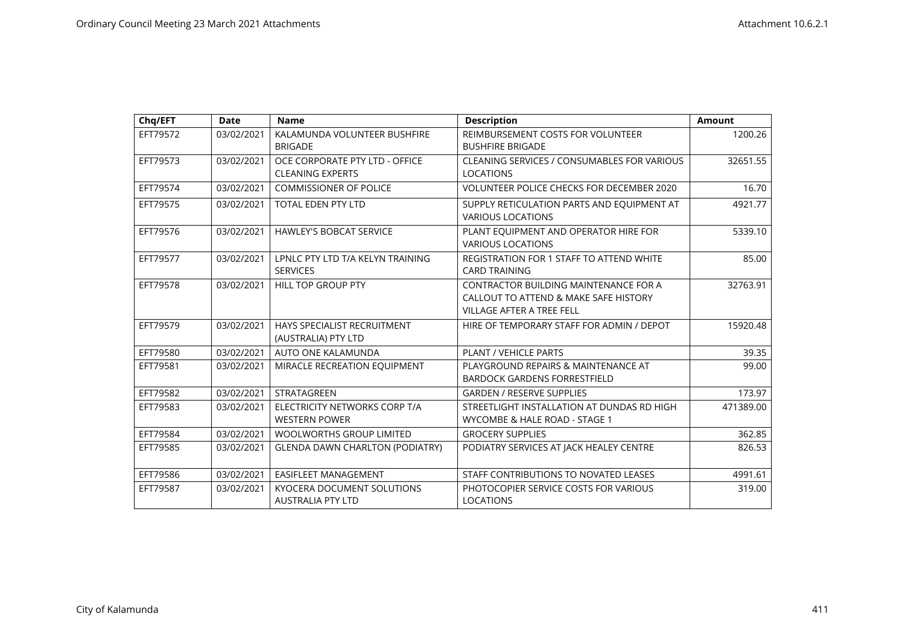| Chq/EFT | Date | Name | Description | Amount |
|---|---|---|---|---|
| EFT79572 | 03/02/2021 | KALAMUNDA VOLUNTEER BUSHFIRE BRIGADE | REIMBURSEMENT COSTS FOR VOLUNTEER BUSHFIRE BRIGADE | 1200.26 |
| EFT79573 | 03/02/2021 | OCE CORPORATE PTY LTD - OFFICE CLEANING EXPERTS | CLEANING SERVICES / CONSUMABLES FOR VARIOUS LOCATIONS | 32651.55 |
| EFT79574 | 03/02/2021 | COMMISSIONER OF POLICE | VOLUNTEER POLICE CHECKS FOR DECEMBER 2020 | 16.70 |
| EFT79575 | 03/02/2021 | TOTAL EDEN PTY LTD | SUPPLY RETICULATION PARTS AND EQUIPMENT AT VARIOUS LOCATIONS | 4921.77 |
| EFT79576 | 03/02/2021 | HAWLEY'S BOBCAT SERVICE | PLANT EQUIPMENT AND OPERATOR HIRE FOR VARIOUS LOCATIONS | 5339.10 |
| EFT79577 | 03/02/2021 | LPNLC PTY LTD T/A KELYN TRAINING SERVICES | REGISTRATION FOR 1 STAFF TO ATTEND WHITE CARD TRAINING | 85.00 |
| EFT79578 | 03/02/2021 | HILL TOP GROUP PTY | CONTRACTOR BUILDING MAINTENANCE FOR A CALLOUT TO ATTEND & MAKE SAFE HISTORY VILLAGE AFTER A TREE FELL | 32763.91 |
| EFT79579 | 03/02/2021 | HAYS SPECIALIST RECRUITMENT (AUSTRALIA) PTY LTD | HIRE OF TEMPORARY STAFF FOR ADMIN / DEPOT | 15920.48 |
| EFT79580 | 03/02/2021 | AUTO ONE KALAMUNDA | PLANT / VEHICLE PARTS | 39.35 |
| EFT79581 | 03/02/2021 | MIRACLE RECREATION EQUIPMENT | PLAYGROUND REPAIRS & MAINTENANCE AT BARDOCK GARDENS FORRESTFIELD | 99.00 |
| EFT79582 | 03/02/2021 | STRATAGREEN | GARDEN / RESERVE SUPPLIES | 173.97 |
| EFT79583 | 03/02/2021 | ELECTRICITY NETWORKS CORP T/A WESTERN POWER | STREETLIGHT INSTALLATION AT DUNDAS RD HIGH WYCOMBE & HALE ROAD - STAGE 1 | 471389.00 |
| EFT79584 | 03/02/2021 | WOOLWORTHS GROUP LIMITED | GROCERY SUPPLIES | 362.85 |
| EFT79585 | 03/02/2021 | GLENDA DAWN CHARLTON (PODIATRY) | PODIATRY SERVICES AT JACK HEALEY CENTRE | 826.53 |
| EFT79586 | 03/02/2021 | EASIFLEET MANAGEMENT | STAFF CONTRIBUTIONS TO NOVATED LEASES | 4991.61 |
| EFT79587 | 03/02/2021 | KYOCERA DOCUMENT SOLUTIONS AUSTRALIA PTY LTD | PHOTOCOPIER SERVICE COSTS FOR VARIOUS LOCATIONS | 319.00 |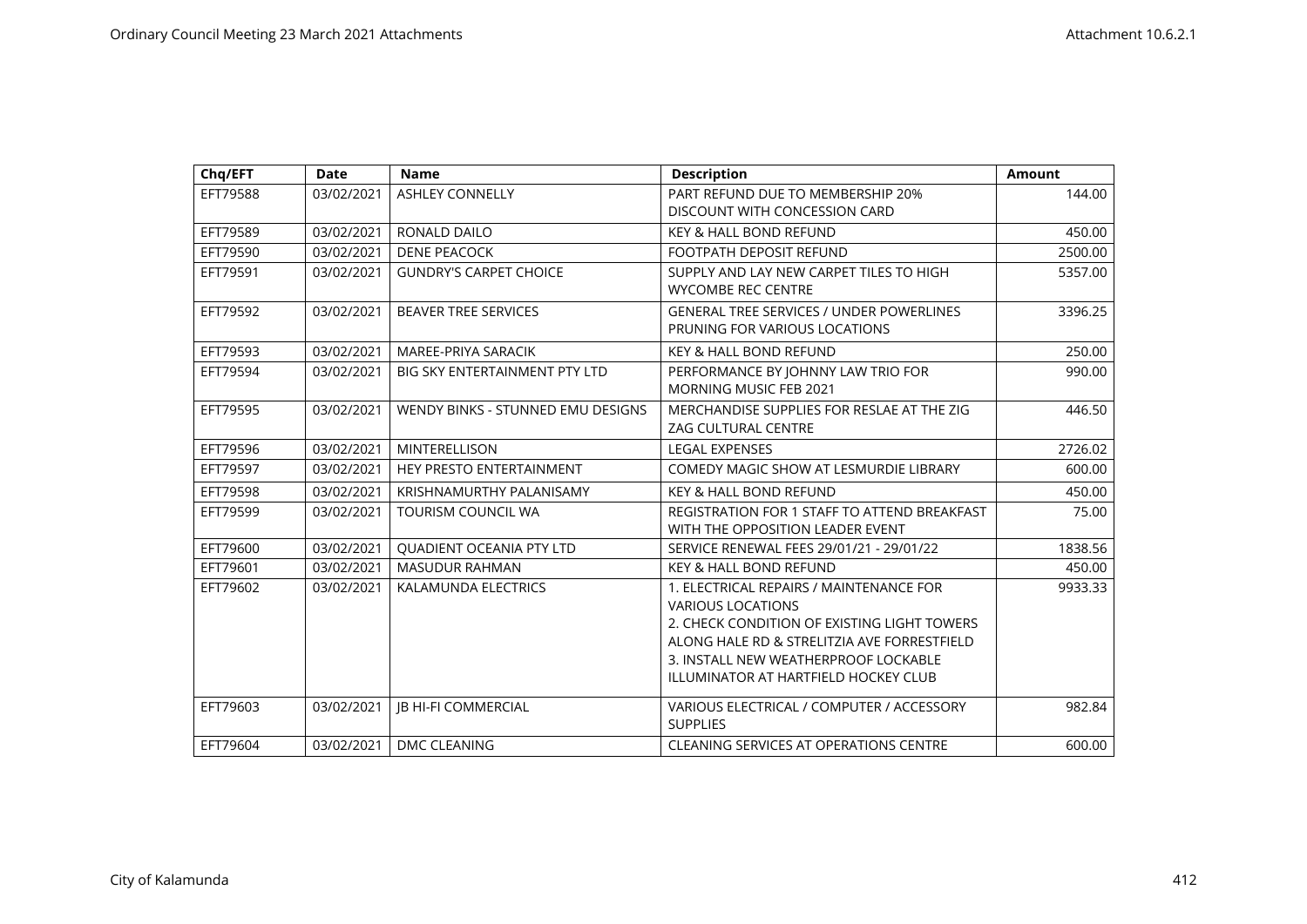| Chq/EFT | Date | Name | Description | Amount |
|---|---|---|---|---|
| EFT79588 | 03/02/2021 | ASHLEY CONNELLY | PART REFUND DUE TO MEMBERSHIP 20% DISCOUNT WITH CONCESSION CARD | 144.00 |
| EFT79589 | 03/02/2021 | RONALD DAILO | KEY & HALL BOND REFUND | 450.00 |
| EFT79590 | 03/02/2021 | DENE PEACOCK | FOOTPATH DEPOSIT REFUND | 2500.00 |
| EFT79591 | 03/02/2021 | GUNDRY'S CARPET CHOICE | SUPPLY AND LAY NEW CARPET TILES TO HIGH WYCOMBE REC CENTRE | 5357.00 |
| EFT79592 | 03/02/2021 | BEAVER TREE SERVICES | GENERAL TREE SERVICES / UNDER POWERLINES PRUNING FOR VARIOUS LOCATIONS | 3396.25 |
| EFT79593 | 03/02/2021 | MAREE-PRIYA SARACIK | KEY & HALL BOND REFUND | 250.00 |
| EFT79594 | 03/02/2021 | BIG SKY ENTERTAINMENT PTY LTD | PERFORMANCE BY JOHNNY LAW TRIO FOR MORNING MUSIC FEB 2021 | 990.00 |
| EFT79595 | 03/02/2021 | WENDY BINKS - STUNNED EMU DESIGNS | MERCHANDISE SUPPLIES FOR RESLAE AT THE ZIG ZAG CULTURAL CENTRE | 446.50 |
| EFT79596 | 03/02/2021 | MINTERELLISON | LEGAL EXPENSES | 2726.02 |
| EFT79597 | 03/02/2021 | HEY PRESTO ENTERTAINMENT | COMEDY MAGIC SHOW AT LESMURDIE LIBRARY | 600.00 |
| EFT79598 | 03/02/2021 | KRISHNAMURTHY PALANISAMY | KEY & HALL BOND REFUND | 450.00 |
| EFT79599 | 03/02/2021 | TOURISM COUNCIL WA | REGISTRATION FOR 1 STAFF TO ATTEND BREAKFAST WITH THE OPPOSITION LEADER EVENT | 75.00 |
| EFT79600 | 03/02/2021 | QUADIENT OCEANIA PTY LTD | SERVICE RENEWAL FEES 29/01/21 - 29/01/22 | 1838.56 |
| EFT79601 | 03/02/2021 | MASUDUR RAHMAN | KEY & HALL BOND REFUND | 450.00 |
| EFT79602 | 03/02/2021 | KALAMUNDA ELECTRICS | 1. ELECTRICAL REPAIRS / MAINTENANCE FOR VARIOUS LOCATIONS 2. CHECK CONDITION OF EXISTING LIGHT TOWERS ALONG HALE RD & STRELITZIA AVE FORRESTFIELD 3. INSTALL NEW WEATHERPROOF LOCKABLE ILLUMINATOR AT HARTFIELD HOCKEY CLUB | 9933.33 |
| EFT79603 | 03/02/2021 | JB HI-FI COMMERCIAL | VARIOUS ELECTRICAL / COMPUTER / ACCESSORY SUPPLIES | 982.84 |
| EFT79604 | 03/02/2021 | DMC CLEANING | CLEANING SERVICES AT OPERATIONS CENTRE | 600.00 |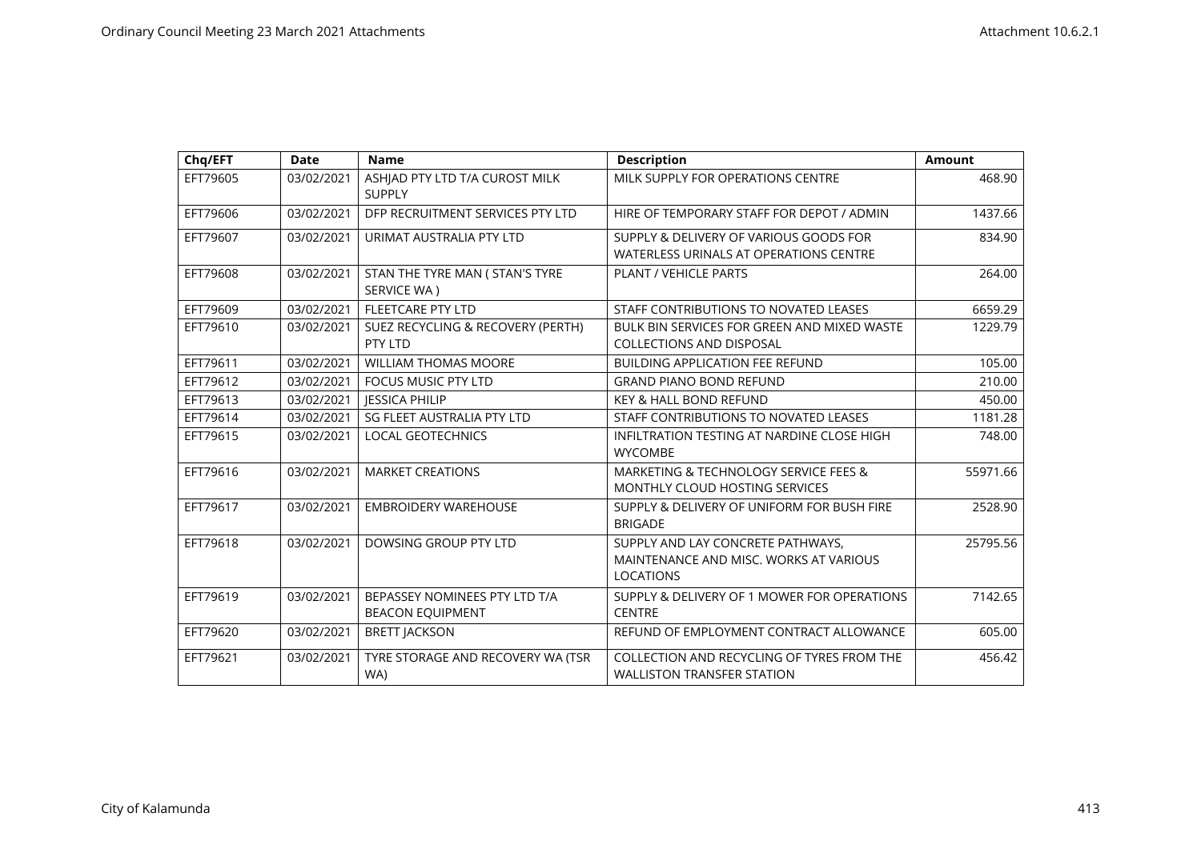| Chq/EFT | Date | Name | Description | Amount |
|---|---|---|---|---|
| EFT79605 | 03/02/2021 | ASHJAD PTY LTD T/A CUROST MILK SUPPLY | MILK SUPPLY FOR OPERATIONS CENTRE | 468.90 |
| EFT79606 | 03/02/2021 | DFP RECRUITMENT SERVICES PTY LTD | HIRE OF TEMPORARY STAFF FOR DEPOT / ADMIN | 1437.66 |
| EFT79607 | 03/02/2021 | URIMAT AUSTRALIA PTY LTD | SUPPLY & DELIVERY OF VARIOUS GOODS FOR WATERLESS URINALS AT OPERATIONS CENTRE | 834.90 |
| EFT79608 | 03/02/2021 | STAN THE TYRE MAN ( STAN'S TYRE SERVICE WA ) | PLANT / VEHICLE PARTS | 264.00 |
| EFT79609 | 03/02/2021 | FLEETCARE PTY LTD | STAFF CONTRIBUTIONS TO NOVATED LEASES | 6659.29 |
| EFT79610 | 03/02/2021 | SUEZ RECYCLING & RECOVERY (PERTH) PTY LTD | BULK BIN SERVICES FOR GREEN AND MIXED WASTE COLLECTIONS AND DISPOSAL | 1229.79 |
| EFT79611 | 03/02/2021 | WILLIAM THOMAS MOORE | BUILDING APPLICATION FEE REFUND | 105.00 |
| EFT79612 | 03/02/2021 | FOCUS MUSIC PTY LTD | GRAND PIANO BOND REFUND | 210.00 |
| EFT79613 | 03/02/2021 | JESSICA PHILIP | KEY & HALL BOND REFUND | 450.00 |
| EFT79614 | 03/02/2021 | SG FLEET AUSTRALIA PTY LTD | STAFF CONTRIBUTIONS TO NOVATED LEASES | 1181.28 |
| EFT79615 | 03/02/2021 | LOCAL GEOTECHNICS | INFILTRATION TESTING AT NARDINE CLOSE HIGH WYCOMBE | 748.00 |
| EFT79616 | 03/02/2021 | MARKET CREATIONS | MARKETING & TECHNOLOGY SERVICE FEES & MONTHLY CLOUD HOSTING SERVICES | 55971.66 |
| EFT79617 | 03/02/2021 | EMBROIDERY WAREHOUSE | SUPPLY & DELIVERY OF UNIFORM FOR BUSH FIRE BRIGADE | 2528.90 |
| EFT79618 | 03/02/2021 | DOWSING GROUP PTY LTD | SUPPLY AND LAY CONCRETE PATHWAYS, MAINTENANCE AND MISC. WORKS AT VARIOUS LOCATIONS | 25795.56 |
| EFT79619 | 03/02/2021 | BEPASSEY NOMINEES PTY LTD T/A BEACON EQUIPMENT | SUPPLY & DELIVERY OF 1 MOWER FOR OPERATIONS CENTRE | 7142.65 |
| EFT79620 | 03/02/2021 | BRETT JACKSON | REFUND OF EMPLOYMENT CONTRACT ALLOWANCE | 605.00 |
| EFT79621 | 03/02/2021 | TYRE STORAGE AND RECOVERY WA (TSR WA) | COLLECTION AND RECYCLING OF TYRES FROM THE WALLISTON TRANSFER STATION | 456.42 |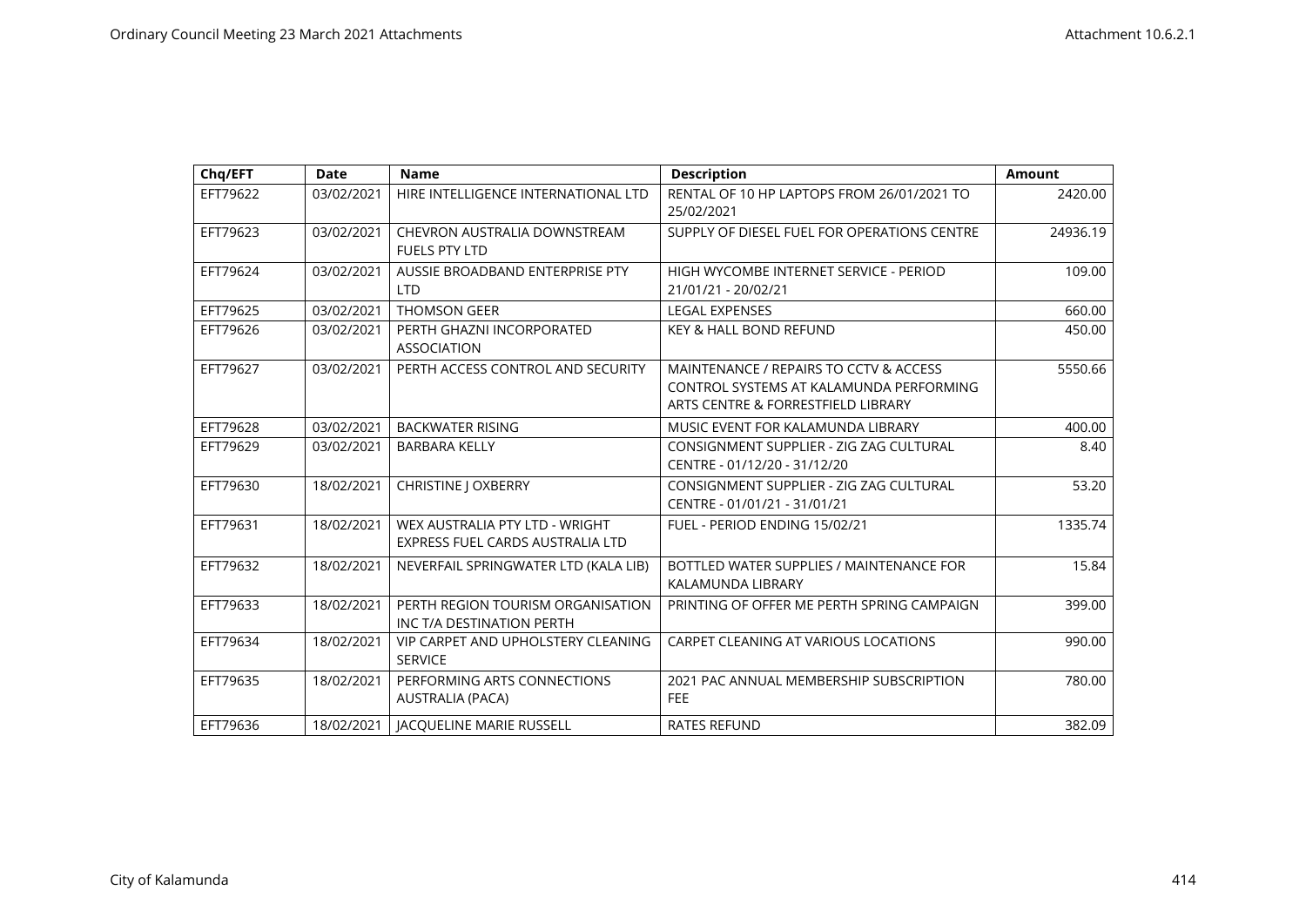| Chq/EFT | Date | Name | Description | Amount |
|---|---|---|---|---|
| EFT79622 | 03/02/2021 | HIRE INTELLIGENCE INTERNATIONAL LTD | RENTAL OF 10 HP LAPTOPS FROM 26/01/2021 TO 25/02/2021 | 2420.00 |
| EFT79623 | 03/02/2021 | CHEVRON AUSTRALIA DOWNSTREAM FUELS PTY LTD | SUPPLY OF DIESEL FUEL FOR OPERATIONS CENTRE | 24936.19 |
| EFT79624 | 03/02/2021 | AUSSIE BROADBAND ENTERPRISE PTY LTD | HIGH WYCOMBE INTERNET SERVICE - PERIOD 21/01/21 - 20/02/21 | 109.00 |
| EFT79625 | 03/02/2021 | THOMSON GEER | LEGAL EXPENSES | 660.00 |
| EFT79626 | 03/02/2021 | PERTH GHAZNI INCORPORATED ASSOCIATION | KEY & HALL BOND REFUND | 450.00 |
| EFT79627 | 03/02/2021 | PERTH ACCESS CONTROL AND SECURITY | MAINTENANCE / REPAIRS TO CCTV & ACCESS CONTROL SYSTEMS AT KALAMUNDA PERFORMING ARTS CENTRE & FORRESTFIELD LIBRARY | 5550.66 |
| EFT79628 | 03/02/2021 | BACKWATER RISING | MUSIC EVENT FOR KALAMUNDA LIBRARY | 400.00 |
| EFT79629 | 03/02/2021 | BARBARA KELLY | CONSIGNMENT SUPPLIER - ZIG ZAG CULTURAL CENTRE - 01/12/20 - 31/12/20 | 8.40 |
| EFT79630 | 18/02/2021 | CHRISTINE J OXBERRY | CONSIGNMENT SUPPLIER - ZIG ZAG CULTURAL CENTRE - 01/01/21 - 31/01/21 | 53.20 |
| EFT79631 | 18/02/2021 | WEX AUSTRALIA PTY LTD - WRIGHT EXPRESS FUEL CARDS AUSTRALIA LTD | FUEL - PERIOD ENDING 15/02/21 | 1335.74 |
| EFT79632 | 18/02/2021 | NEVERFAIL SPRINGWATER LTD (KALA LIB) | BOTTLED WATER SUPPLIES / MAINTENANCE FOR KALAMUNDA LIBRARY | 15.84 |
| EFT79633 | 18/02/2021 | PERTH REGION TOURISM ORGANISATION INC T/A DESTINATION PERTH | PRINTING OF OFFER ME PERTH SPRING CAMPAIGN | 399.00 |
| EFT79634 | 18/02/2021 | VIP CARPET AND UPHOLSTERY CLEANING SERVICE | CARPET CLEANING AT VARIOUS LOCATIONS | 990.00 |
| EFT79635 | 18/02/2021 | PERFORMING ARTS CONNECTIONS AUSTRALIA (PACA) | 2021 PAC ANNUAL MEMBERSHIP SUBSCRIPTION FEE | 780.00 |
| EFT79636 | 18/02/2021 | JACQUELINE MARIE RUSSELL | RATES REFUND | 382.09 |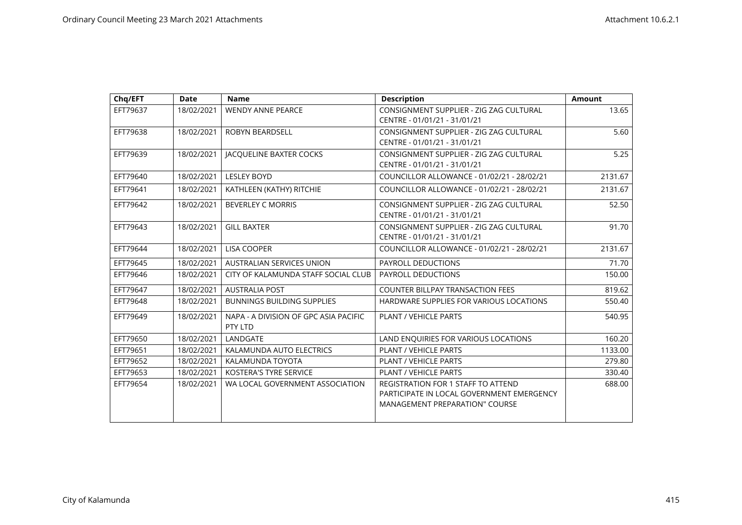| Chq/EFT | Date | Name | Description | Amount |
|---|---|---|---|---|
| EFT79637 | 18/02/2021 | WENDY ANNE PEARCE | CONSIGNMENT SUPPLIER - ZIG ZAG CULTURAL CENTRE - 01/01/21 - 31/01/21 | 13.65 |
| EFT79638 | 18/02/2021 | ROBYN BEARDSELL | CONSIGNMENT SUPPLIER - ZIG ZAG CULTURAL CENTRE - 01/01/21 - 31/01/21 | 5.60 |
| EFT79639 | 18/02/2021 | JACQUELINE BAXTER COCKS | CONSIGNMENT SUPPLIER - ZIG ZAG CULTURAL CENTRE - 01/01/21 - 31/01/21 | 5.25 |
| EFT79640 | 18/02/2021 | LESLEY BOYD | COUNCILLOR ALLOWANCE - 01/02/21 - 28/02/21 | 2131.67 |
| EFT79641 | 18/02/2021 | KATHLEEN (KATHY) RITCHIE | COUNCILLOR ALLOWANCE - 01/02/21 - 28/02/21 | 2131.67 |
| EFT79642 | 18/02/2021 | BEVERLEY C MORRIS | CONSIGNMENT SUPPLIER - ZIG ZAG CULTURAL CENTRE - 01/01/21 - 31/01/21 | 52.50 |
| EFT79643 | 18/02/2021 | GILL BAXTER | CONSIGNMENT SUPPLIER - ZIG ZAG CULTURAL CENTRE - 01/01/21 - 31/01/21 | 91.70 |
| EFT79644 | 18/02/2021 | LISA COOPER | COUNCILLOR ALLOWANCE - 01/02/21 - 28/02/21 | 2131.67 |
| EFT79645 | 18/02/2021 | AUSTRALIAN SERVICES UNION | PAYROLL DEDUCTIONS | 71.70 |
| EFT79646 | 18/02/2021 | CITY OF KALAMUNDA STAFF SOCIAL CLUB | PAYROLL DEDUCTIONS | 150.00 |
| EFT79647 | 18/02/2021 | AUSTRALIA POST | COUNTER BILLPAY TRANSACTION FEES | 819.62 |
| EFT79648 | 18/02/2021 | BUNNINGS BUILDING SUPPLIES | HARDWARE SUPPLIES FOR VARIOUS LOCATIONS | 550.40 |
| EFT79649 | 18/02/2021 | NAPA - A DIVISION OF GPC ASIA PACIFIC PTY LTD | PLANT / VEHICLE PARTS | 540.95 |
| EFT79650 | 18/02/2021 | LANDGATE | LAND ENQUIRIES FOR VARIOUS LOCATIONS | 160.20 |
| EFT79651 | 18/02/2021 | KALAMUNDA AUTO ELECTRICS | PLANT / VEHICLE PARTS | 1133.00 |
| EFT79652 | 18/02/2021 | KALAMUNDA TOYOTA | PLANT / VEHICLE PARTS | 279.80 |
| EFT79653 | 18/02/2021 | KOSTERA'S TYRE SERVICE | PLANT / VEHICLE PARTS | 330.40 |
| EFT79654 | 18/02/2021 | WA LOCAL GOVERNMENT ASSOCIATION | REGISTRATION FOR 1 STAFF TO ATTEND PARTICIPATE IN LOCAL GOVERNMENT EMERGENCY MANAGEMENT PREPARATION" COURSE | 688.00 |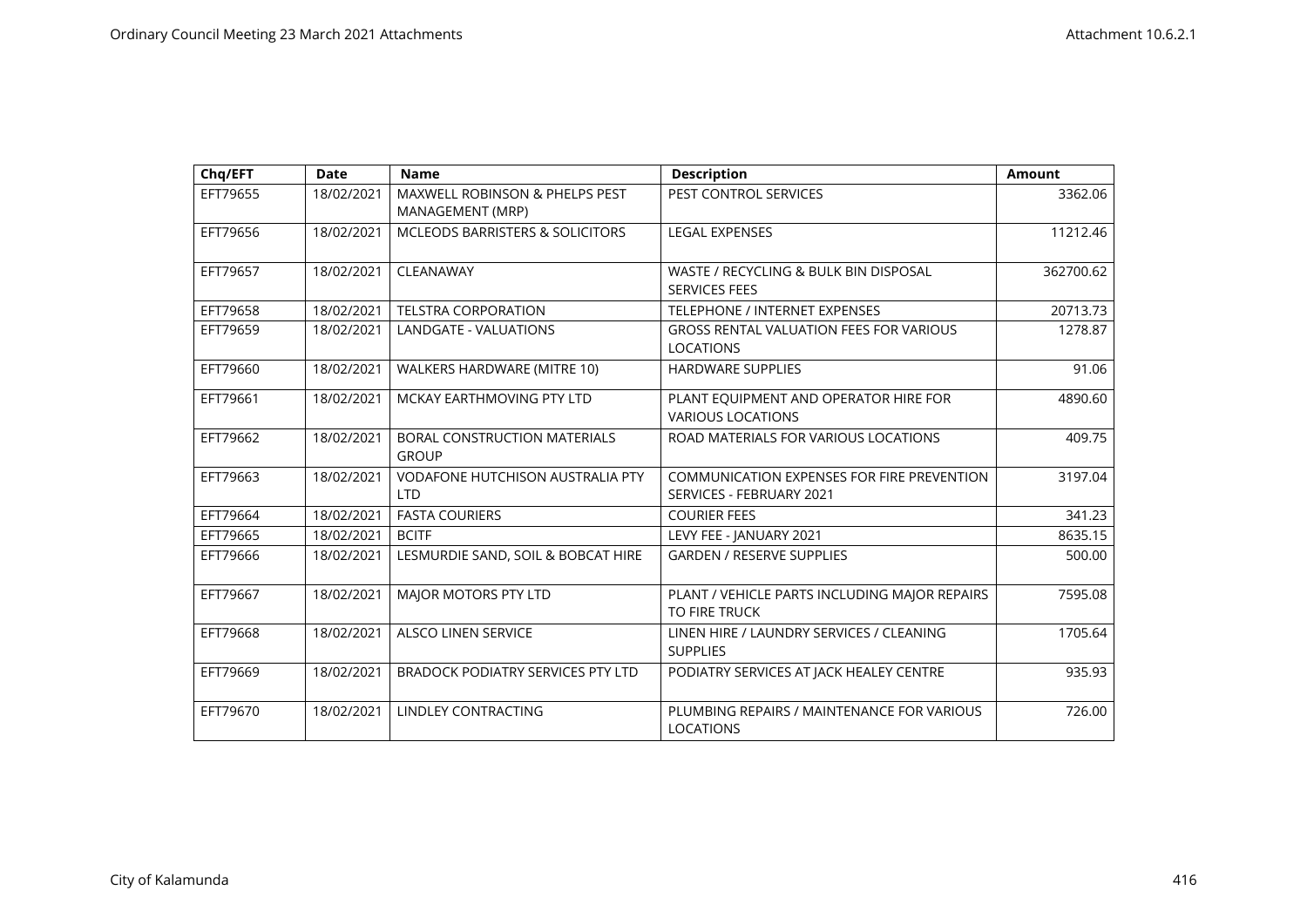| Chq/EFT | Date | Name | Description | Amount |
|---|---|---|---|---|
| EFT79655 | 18/02/2021 | MAXWELL ROBINSON & PHELPS PEST MANAGEMENT (MRP) | PEST CONTROL SERVICES | 3362.06 |
| EFT79656 | 18/02/2021 | MCLEODS BARRISTERS & SOLICITORS | LEGAL EXPENSES | 11212.46 |
| EFT79657 | 18/02/2021 | CLEANAWAY | WASTE / RECYCLING & BULK BIN DISPOSAL SERVICES FEES | 362700.62 |
| EFT79658 | 18/02/2021 | TELSTRA CORPORATION | TELEPHONE / INTERNET EXPENSES | 20713.73 |
| EFT79659 | 18/02/2021 | LANDGATE - VALUATIONS | GROSS RENTAL VALUATION FEES FOR VARIOUS LOCATIONS | 1278.87 |
| EFT79660 | 18/02/2021 | WALKERS HARDWARE (MITRE 10) | HARDWARE SUPPLIES | 91.06 |
| EFT79661 | 18/02/2021 | MCKAY EARTHMOVING PTY LTD | PLANT EQUIPMENT AND OPERATOR HIRE FOR VARIOUS LOCATIONS | 4890.60 |
| EFT79662 | 18/02/2021 | BORAL CONSTRUCTION MATERIALS GROUP | ROAD MATERIALS FOR VARIOUS LOCATIONS | 409.75 |
| EFT79663 | 18/02/2021 | VODAFONE HUTCHISON AUSTRALIA PTY LTD | COMMUNICATION EXPENSES FOR FIRE PREVENTION SERVICES - FEBRUARY 2021 | 3197.04 |
| EFT79664 | 18/02/2021 | FASTA COURIERS | COURIER FEES | 341.23 |
| EFT79665 | 18/02/2021 | BCITF | LEVY FEE - JANUARY 2021 | 8635.15 |
| EFT79666 | 18/02/2021 | LESMURDIE SAND, SOIL & BOBCAT HIRE | GARDEN / RESERVE SUPPLIES | 500.00 |
| EFT79667 | 18/02/2021 | MAJOR MOTORS PTY LTD | PLANT / VEHICLE PARTS INCLUDING MAJOR REPAIRS TO FIRE TRUCK | 7595.08 |
| EFT79668 | 18/02/2021 | ALSCO LINEN SERVICE | LINEN HIRE / LAUNDRY SERVICES / CLEANING SUPPLIES | 1705.64 |
| EFT79669 | 18/02/2021 | BRADOCK PODIATRY SERVICES PTY LTD | PODIATRY SERVICES AT JACK HEALEY CENTRE | 935.93 |
| EFT79670 | 18/02/2021 | LINDLEY CONTRACTING | PLUMBING REPAIRS / MAINTENANCE FOR VARIOUS LOCATIONS | 726.00 |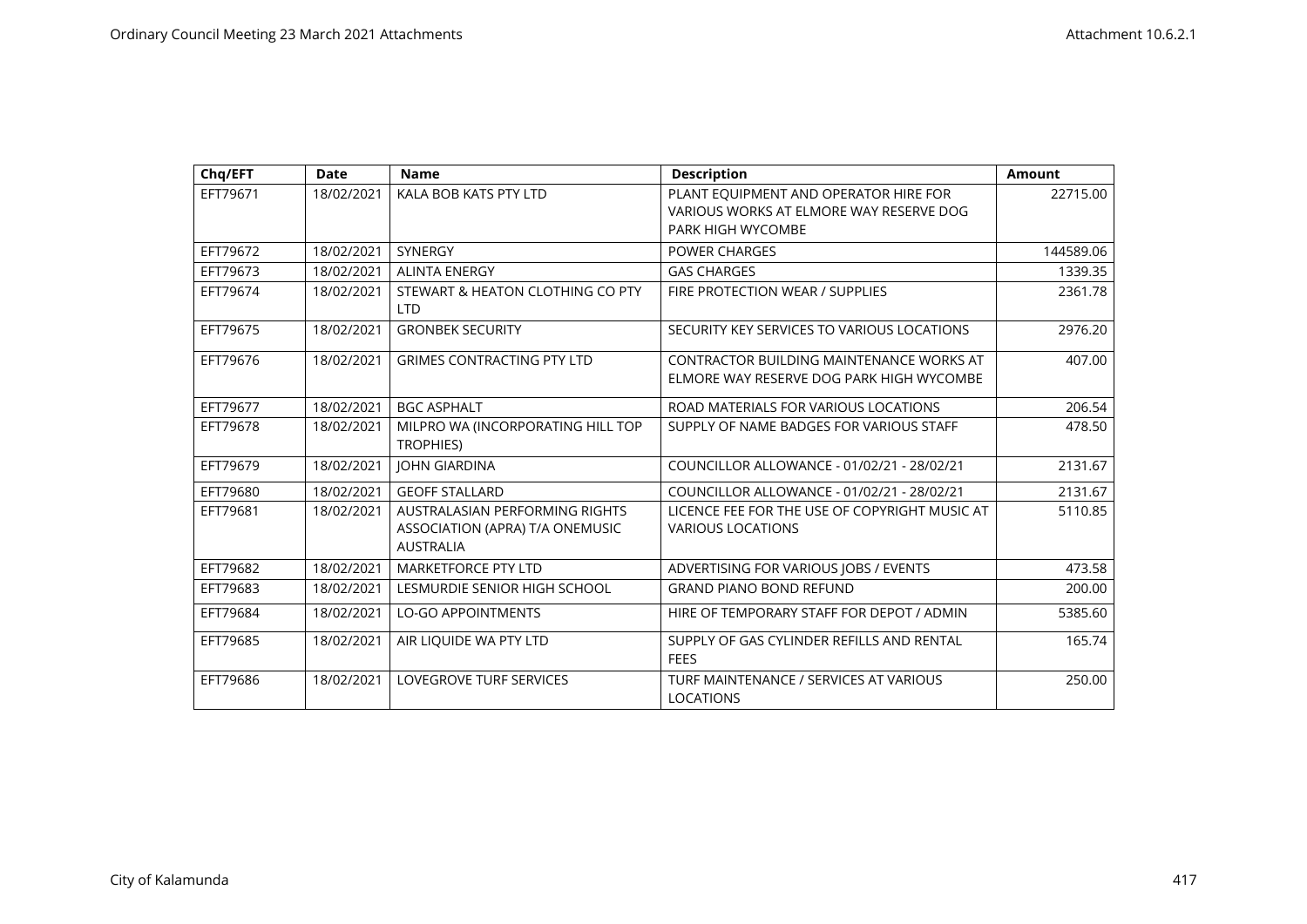| Chq/EFT | Date | Name | Description | Amount |
|---|---|---|---|---|
| EFT79671 | 18/02/2021 | KALA BOB KATS PTY LTD | PLANT EQUIPMENT AND OPERATOR HIRE FOR VARIOUS WORKS AT ELMORE WAY RESERVE DOG PARK HIGH WYCOMBE | 22715.00 |
| EFT79672 | 18/02/2021 | SYNERGY | POWER CHARGES | 144589.06 |
| EFT79673 | 18/02/2021 | ALINTA ENERGY | GAS CHARGES | 1339.35 |
| EFT79674 | 18/02/2021 | STEWART & HEATON CLOTHING CO PTY LTD | FIRE PROTECTION WEAR / SUPPLIES | 2361.78 |
| EFT79675 | 18/02/2021 | GRONBEK SECURITY | SECURITY KEY SERVICES TO VARIOUS LOCATIONS | 2976.20 |
| EFT79676 | 18/02/2021 | GRIMES CONTRACTING PTY LTD | CONTRACTOR BUILDING MAINTENANCE WORKS AT ELMORE WAY RESERVE DOG PARK HIGH WYCOMBE | 407.00 |
| EFT79677 | 18/02/2021 | BGC ASPHALT | ROAD MATERIALS FOR VARIOUS LOCATIONS | 206.54 |
| EFT79678 | 18/02/2021 | MILPRO WA (INCORPORATING HILL TOP TROPHIES) | SUPPLY OF NAME BADGES FOR VARIOUS STAFF | 478.50 |
| EFT79679 | 18/02/2021 | JOHN GIARDINA | COUNCILLOR ALLOWANCE - 01/02/21 - 28/02/21 | 2131.67 |
| EFT79680 | 18/02/2021 | GEOFF STALLARD | COUNCILLOR ALLOWANCE - 01/02/21 - 28/02/21 | 2131.67 |
| EFT79681 | 18/02/2021 | AUSTRALASIAN PERFORMING RIGHTS ASSOCIATION (APRA) T/A ONEMUSIC AUSTRALIA | LICENCE FEE FOR THE USE OF COPYRIGHT MUSIC AT VARIOUS LOCATIONS | 5110.85 |
| EFT79682 | 18/02/2021 | MARKETFORCE PTY LTD | ADVERTISING FOR VARIOUS JOBS / EVENTS | 473.58 |
| EFT79683 | 18/02/2021 | LESMURDIE SENIOR HIGH SCHOOL | GRAND PIANO BOND REFUND | 200.00 |
| EFT79684 | 18/02/2021 | LO-GO APPOINTMENTS | HIRE OF TEMPORARY STAFF FOR DEPOT / ADMIN | 5385.60 |
| EFT79685 | 18/02/2021 | AIR LIQUIDE WA PTY LTD | SUPPLY OF GAS CYLINDER REFILLS AND RENTAL FEES | 165.74 |
| EFT79686 | 18/02/2021 | LOVEGROVE TURF SERVICES | TURF MAINTENANCE / SERVICES AT VARIOUS LOCATIONS | 250.00 |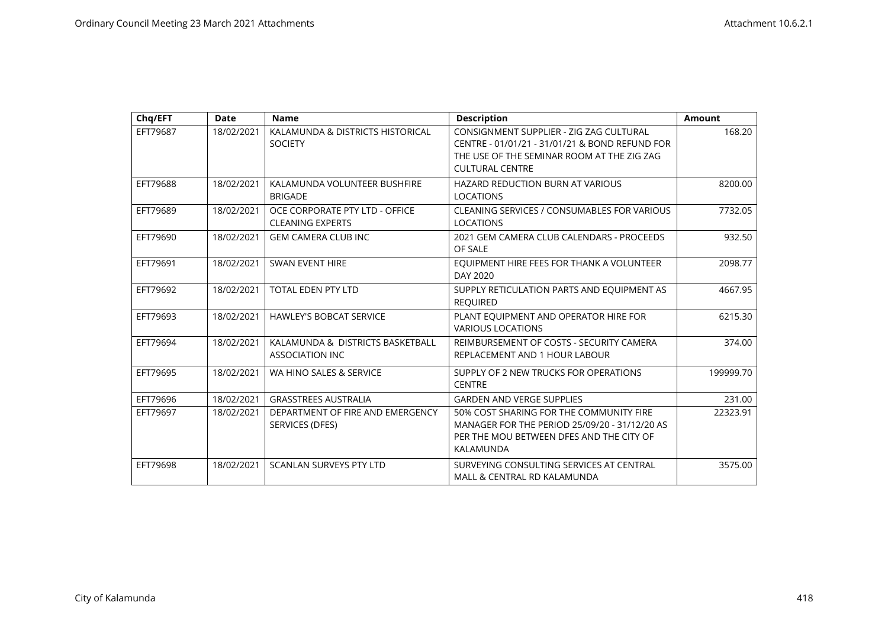| Chq/EFT | Date | Name | Description | Amount |
|---|---|---|---|---|
| EFT79687 | 18/02/2021 | KALAMUNDA & DISTRICTS HISTORICAL SOCIETY | CONSIGNMENT SUPPLIER - ZIG ZAG CULTURAL CENTRE - 01/01/21 - 31/01/21 & BOND REFUND FOR THE USE OF THE SEMINAR ROOM AT THE ZIG ZAG CULTURAL CENTRE | 168.20 |
| EFT79688 | 18/02/2021 | KALAMUNDA VOLUNTEER BUSHFIRE BRIGADE | HAZARD REDUCTION BURN AT VARIOUS LOCATIONS | 8200.00 |
| EFT79689 | 18/02/2021 | OCE CORPORATE PTY LTD - OFFICE CLEANING EXPERTS | CLEANING SERVICES / CONSUMABLES FOR VARIOUS LOCATIONS | 7732.05 |
| EFT79690 | 18/02/2021 | GEM CAMERA CLUB INC | 2021 GEM CAMERA CLUB CALENDARS - PROCEEDS OF SALE | 932.50 |
| EFT79691 | 18/02/2021 | SWAN EVENT HIRE | EQUIPMENT HIRE FEES FOR THANK A VOLUNTEER DAY 2020 | 2098.77 |
| EFT79692 | 18/02/2021 | TOTAL EDEN PTY LTD | SUPPLY RETICULATION PARTS AND EQUIPMENT AS REQUIRED | 4667.95 |
| EFT79693 | 18/02/2021 | HAWLEY'S BOBCAT SERVICE | PLANT EQUIPMENT AND OPERATOR HIRE FOR VARIOUS LOCATIONS | 6215.30 |
| EFT79694 | 18/02/2021 | KALAMUNDA & DISTRICTS BASKETBALL ASSOCIATION INC | REIMBURSEMENT OF COSTS - SECURITY CAMERA REPLACEMENT AND 1 HOUR LABOUR | 374.00 |
| EFT79695 | 18/02/2021 | WA HINO SALES & SERVICE | SUPPLY OF 2 NEW TRUCKS FOR OPERATIONS CENTRE | 199999.70 |
| EFT79696 | 18/02/2021 | GRASSTREES AUSTRALIA | GARDEN AND VERGE SUPPLIES | 231.00 |
| EFT79697 | 18/02/2021 | DEPARTMENT OF FIRE AND EMERGENCY SERVICES (DFES) | 50% COST SHARING FOR THE COMMUNITY FIRE MANAGER FOR THE PERIOD 25/09/20 - 31/12/20 AS PER THE MOU BETWEEN DFES AND THE CITY OF KALAMUNDA | 22323.91 |
| EFT79698 | 18/02/2021 | SCANLAN SURVEYS PTY LTD | SURVEYING CONSULTING SERVICES AT CENTRAL MALL & CENTRAL RD KALAMUNDA | 3575.00 |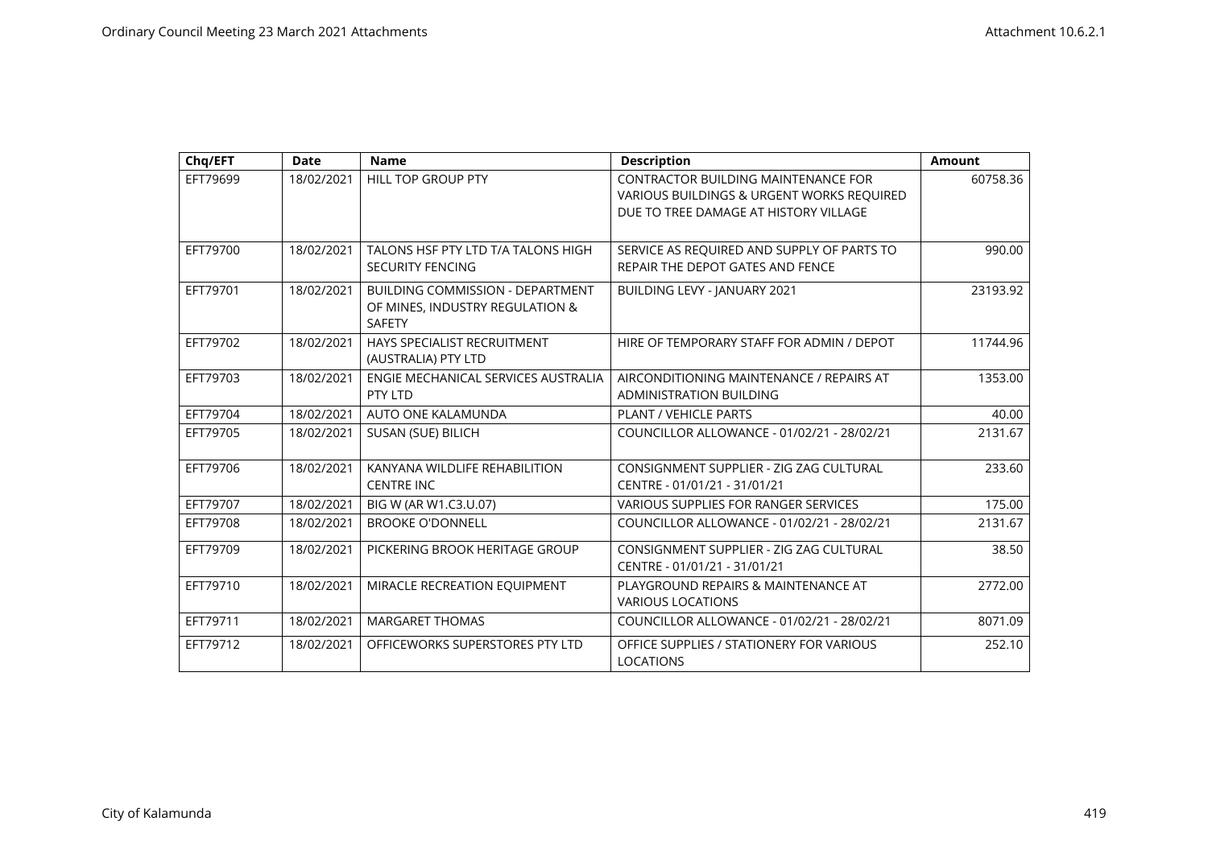| Chq/EFT | Date | Name | Description | Amount |
|---|---|---|---|---|
| EFT79699 | 18/02/2021 | HILL TOP GROUP PTY | CONTRACTOR BUILDING MAINTENANCE FOR VARIOUS BUILDINGS & URGENT WORKS REQUIRED DUE TO TREE DAMAGE AT HISTORY VILLAGE | 60758.36 |
| EFT79700 | 18/02/2021 | TALONS HSF PTY LTD T/A TALONS HIGH SECURITY FENCING | SERVICE AS REQUIRED AND SUPPLY OF PARTS TO REPAIR THE DEPOT GATES AND FENCE | 990.00 |
| EFT79701 | 18/02/2021 | BUILDING COMMISSION - DEPARTMENT OF MINES, INDUSTRY REGULATION & SAFETY | BUILDING LEVY - JANUARY 2021 | 23193.92 |
| EFT79702 | 18/02/2021 | HAYS SPECIALIST RECRUITMENT (AUSTRALIA) PTY LTD | HIRE OF TEMPORARY STAFF FOR ADMIN / DEPOT | 11744.96 |
| EFT79703 | 18/02/2021 | ENGIE MECHANICAL SERVICES AUSTRALIA PTY LTD | AIRCONDITIONING MAINTENANCE / REPAIRS AT ADMINISTRATION BUILDING | 1353.00 |
| EFT79704 | 18/02/2021 | AUTO ONE KALAMUNDA | PLANT / VEHICLE PARTS | 40.00 |
| EFT79705 | 18/02/2021 | SUSAN (SUE) BILICH | COUNCILLOR ALLOWANCE - 01/02/21 - 28/02/21 | 2131.67 |
| EFT79706 | 18/02/2021 | KANYANA WILDLIFE REHABILITION CENTRE INC | CONSIGNMENT SUPPLIER - ZIG ZAG CULTURAL CENTRE - 01/01/21 - 31/01/21 | 233.60 |
| EFT79707 | 18/02/2021 | BIG W (AR W1.C3.U.07) | VARIOUS SUPPLIES FOR RANGER SERVICES | 175.00 |
| EFT79708 | 18/02/2021 | BROOKE O'DONNELL | COUNCILLOR ALLOWANCE - 01/02/21 - 28/02/21 | 2131.67 |
| EFT79709 | 18/02/2021 | PICKERING BROOK HERITAGE GROUP | CONSIGNMENT SUPPLIER - ZIG ZAG CULTURAL CENTRE - 01/01/21 - 31/01/21 | 38.50 |
| EFT79710 | 18/02/2021 | MIRACLE RECREATION EQUIPMENT | PLAYGROUND REPAIRS & MAINTENANCE AT VARIOUS LOCATIONS | 2772.00 |
| EFT79711 | 18/02/2021 | MARGARET THOMAS | COUNCILLOR ALLOWANCE - 01/02/21 - 28/02/21 | 8071.09 |
| EFT79712 | 18/02/2021 | OFFICEWORKS SUPERSTORES PTY LTD | OFFICE SUPPLIES / STATIONERY FOR VARIOUS LOCATIONS | 252.10 |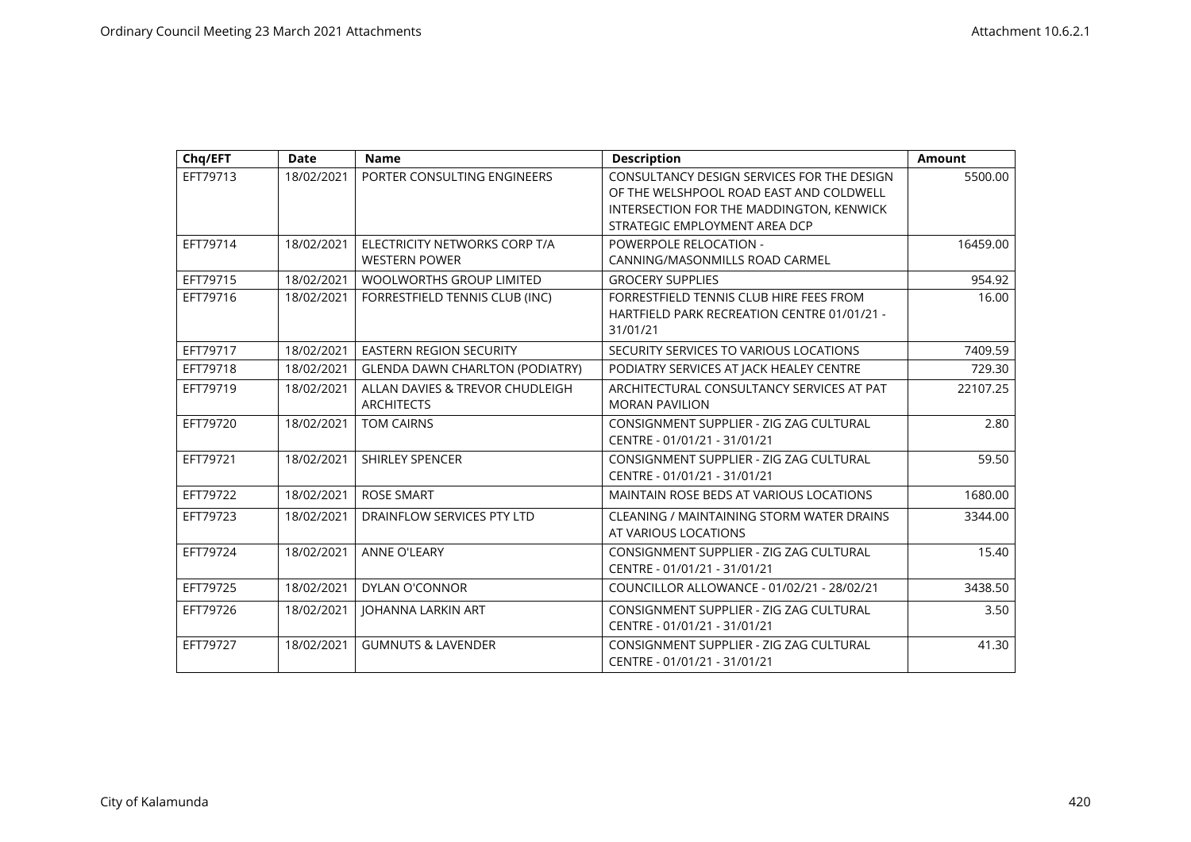| Chq/EFT | Date | Name | Description | Amount |
|---|---|---|---|---|
| EFT79713 | 18/02/2021 | PORTER CONSULTING ENGINEERS | CONSULTANCY DESIGN SERVICES FOR THE DESIGN OF THE WELSHPOOL ROAD EAST AND COLDWELL INTERSECTION FOR THE MADDINGTON, KENWICK STRATEGIC EMPLOYMENT AREA DCP | 5500.00 |
| EFT79714 | 18/02/2021 | ELECTRICITY NETWORKS CORP T/A WESTERN POWER | POWERPOLE RELOCATION - CANNING/MASONMILLS ROAD CARMEL | 16459.00 |
| EFT79715 | 18/02/2021 | WOOLWORTHS GROUP LIMITED | GROCERY SUPPLIES | 954.92 |
| EFT79716 | 18/02/2021 | FORRESTFIELD TENNIS CLUB (INC) | FORRESTFIELD TENNIS CLUB HIRE FEES FROM HARTFIELD PARK RECREATION CENTRE 01/01/21 - 31/01/21 | 16.00 |
| EFT79717 | 18/02/2021 | EASTERN REGION SECURITY | SECURITY SERVICES TO VARIOUS LOCATIONS | 7409.59 |
| EFT79718 | 18/02/2021 | GLENDA DAWN CHARLTON (PODIATRY) | PODIATRY SERVICES AT JACK HEALEY CENTRE | 729.30 |
| EFT79719 | 18/02/2021 | ALLAN DAVIES & TREVOR CHUDLEIGH ARCHITECTS | ARCHITECTURAL CONSULTANCY SERVICES AT PAT MORAN PAVILION | 22107.25 |
| EFT79720 | 18/02/2021 | TOM CAIRNS | CONSIGNMENT SUPPLIER - ZIG ZAG CULTURAL CENTRE - 01/01/21 - 31/01/21 | 2.80 |
| EFT79721 | 18/02/2021 | SHIRLEY SPENCER | CONSIGNMENT SUPPLIER - ZIG ZAG CULTURAL CENTRE - 01/01/21 - 31/01/21 | 59.50 |
| EFT79722 | 18/02/2021 | ROSE SMART | MAINTAIN ROSE BEDS AT VARIOUS LOCATIONS | 1680.00 |
| EFT79723 | 18/02/2021 | DRAINFLOW SERVICES PTY LTD | CLEANING / MAINTAINING STORM WATER DRAINS AT VARIOUS LOCATIONS | 3344.00 |
| EFT79724 | 18/02/2021 | ANNE O'LEARY | CONSIGNMENT SUPPLIER - ZIG ZAG CULTURAL CENTRE - 01/01/21 - 31/01/21 | 15.40 |
| EFT79725 | 18/02/2021 | DYLAN O'CONNOR | COUNCILLOR ALLOWANCE - 01/02/21 - 28/02/21 | 3438.50 |
| EFT79726 | 18/02/2021 | JOHANNA LARKIN ART | CONSIGNMENT SUPPLIER - ZIG ZAG CULTURAL CENTRE - 01/01/21 - 31/01/21 | 3.50 |
| EFT79727 | 18/02/2021 | GUMNUTS & LAVENDER | CONSIGNMENT SUPPLIER - ZIG ZAG CULTURAL CENTRE - 01/01/21 - 31/01/21 | 41.30 |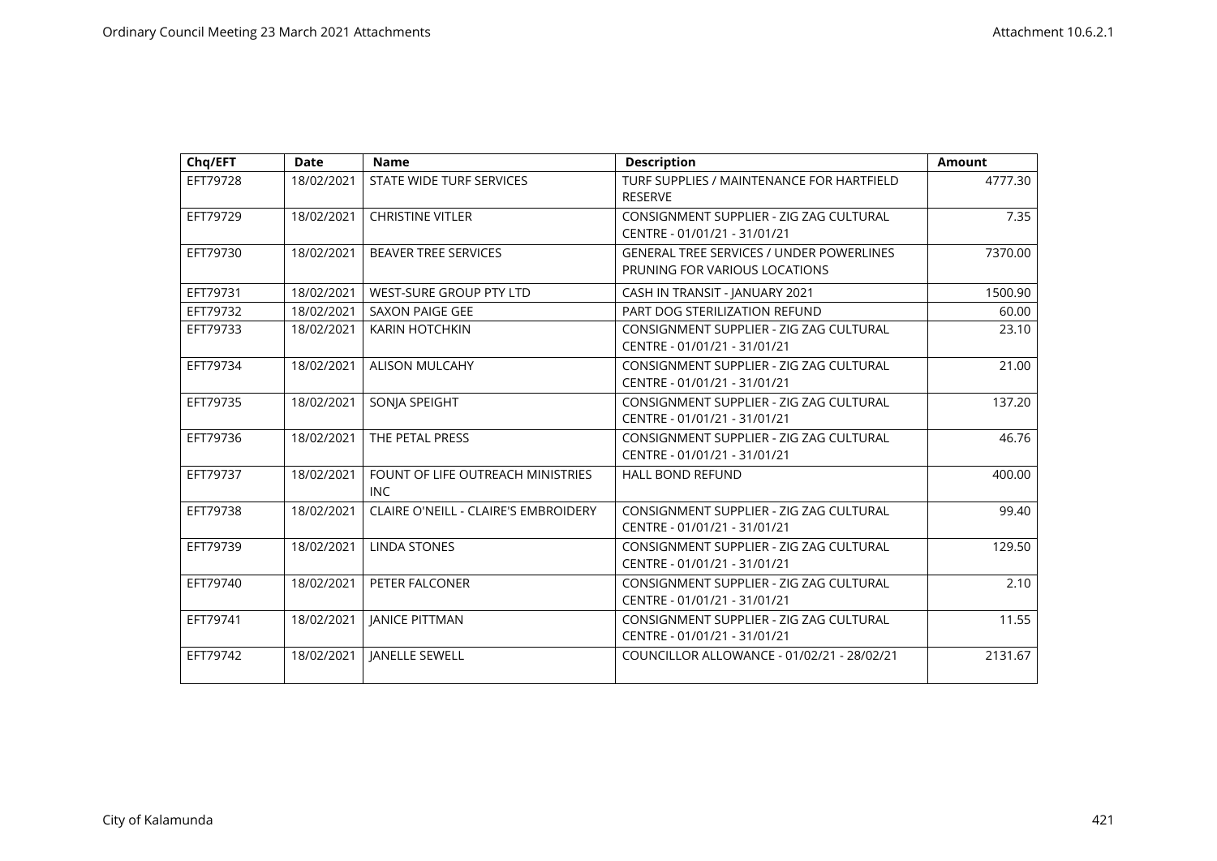| Chq/EFT | Date | Name | Description | Amount |
|---|---|---|---|---|
| EFT79728 | 18/02/2021 | STATE WIDE TURF SERVICES | TURF SUPPLIES / MAINTENANCE FOR HARTFIELD RESERVE | 4777.30 |
| EFT79729 | 18/02/2021 | CHRISTINE VITLER | CONSIGNMENT SUPPLIER - ZIG ZAG CULTURAL CENTRE - 01/01/21 - 31/01/21 | 7.35 |
| EFT79730 | 18/02/2021 | BEAVER TREE SERVICES | GENERAL TREE SERVICES / UNDER POWERLINES PRUNING FOR VARIOUS LOCATIONS | 7370.00 |
| EFT79731 | 18/02/2021 | WEST-SURE GROUP PTY LTD | CASH IN TRANSIT - JANUARY 2021 | 1500.90 |
| EFT79732 | 18/02/2021 | SAXON PAIGE GEE | PART DOG STERILIZATION REFUND | 60.00 |
| EFT79733 | 18/02/2021 | KARIN HOTCHKIN | CONSIGNMENT SUPPLIER - ZIG ZAG CULTURAL CENTRE - 01/01/21 - 31/01/21 | 23.10 |
| EFT79734 | 18/02/2021 | ALISON MULCAHY | CONSIGNMENT SUPPLIER - ZIG ZAG CULTURAL CENTRE - 01/01/21 - 31/01/21 | 21.00 |
| EFT79735 | 18/02/2021 | SONJA SPEIGHT | CONSIGNMENT SUPPLIER - ZIG ZAG CULTURAL CENTRE - 01/01/21 - 31/01/21 | 137.20 |
| EFT79736 | 18/02/2021 | THE PETAL PRESS | CONSIGNMENT SUPPLIER - ZIG ZAG CULTURAL CENTRE - 01/01/21 - 31/01/21 | 46.76 |
| EFT79737 | 18/02/2021 | FOUNT OF LIFE OUTREACH MINISTRIES INC | HALL BOND REFUND | 400.00 |
| EFT79738 | 18/02/2021 | CLAIRE O'NEILL - CLAIRE'S EMBROIDERY | CONSIGNMENT SUPPLIER - ZIG ZAG CULTURAL CENTRE - 01/01/21 - 31/01/21 | 99.40 |
| EFT79739 | 18/02/2021 | LINDA STONES | CONSIGNMENT SUPPLIER - ZIG ZAG CULTURAL CENTRE - 01/01/21 - 31/01/21 | 129.50 |
| EFT79740 | 18/02/2021 | PETER FALCONER | CONSIGNMENT SUPPLIER - ZIG ZAG CULTURAL CENTRE - 01/01/21 - 31/01/21 | 2.10 |
| EFT79741 | 18/02/2021 | JANICE PITTMAN | CONSIGNMENT SUPPLIER - ZIG ZAG CULTURAL CENTRE - 01/01/21 - 31/01/21 | 11.55 |
| EFT79742 | 18/02/2021 | JANELLE SEWELL | COUNCILLOR ALLOWANCE - 01/02/21 - 28/02/21 | 2131.67 |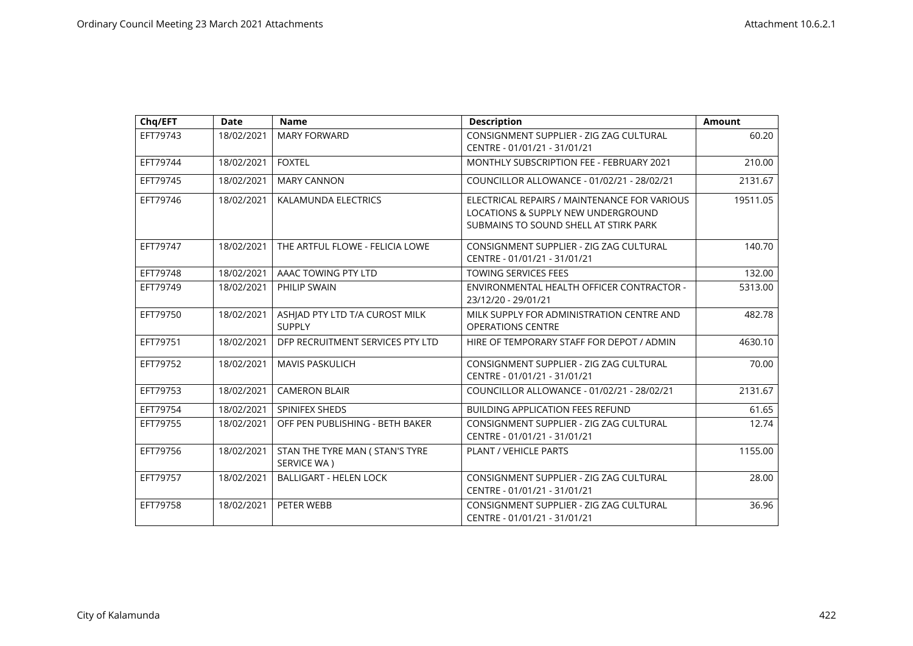| Chq/EFT | Date | Name | Description | Amount |
|---|---|---|---|---|
| EFT79743 | 18/02/2021 | MARY FORWARD | CONSIGNMENT SUPPLIER - ZIG ZAG CULTURAL CENTRE - 01/01/21 - 31/01/21 | 60.20 |
| EFT79744 | 18/02/2021 | FOXTEL | MONTHLY SUBSCRIPTION FEE - FEBRUARY 2021 | 210.00 |
| EFT79745 | 18/02/2021 | MARY CANNON | COUNCILLOR ALLOWANCE - 01/02/21 - 28/02/21 | 2131.67 |
| EFT79746 | 18/02/2021 | KALAMUNDA ELECTRICS | ELECTRICAL REPAIRS / MAINTENANCE FOR VARIOUS LOCATIONS & SUPPLY NEW UNDERGROUND SUBMAINS TO SOUND SHELL AT STIRK PARK | 19511.05 |
| EFT79747 | 18/02/2021 | THE ARTFUL FLOWE - FELICIA LOWE | CONSIGNMENT SUPPLIER - ZIG ZAG CULTURAL CENTRE - 01/01/21 - 31/01/21 | 140.70 |
| EFT79748 | 18/02/2021 | AAAC TOWING PTY LTD | TOWING SERVICES FEES | 132.00 |
| EFT79749 | 18/02/2021 | PHILIP SWAIN | ENVIRONMENTAL HEALTH OFFICER CONTRACTOR - 23/12/20 - 29/01/21 | 5313.00 |
| EFT79750 | 18/02/2021 | ASHJAD PTY LTD T/A CUROST MILK SUPPLY | MILK SUPPLY FOR ADMINISTRATION CENTRE AND OPERATIONS CENTRE | 482.78 |
| EFT79751 | 18/02/2021 | DFP RECRUITMENT SERVICES PTY LTD | HIRE OF TEMPORARY STAFF FOR DEPOT / ADMIN | 4630.10 |
| EFT79752 | 18/02/2021 | MAVIS PASKULICH | CONSIGNMENT SUPPLIER - ZIG ZAG CULTURAL CENTRE - 01/01/21 - 31/01/21 | 70.00 |
| EFT79753 | 18/02/2021 | CAMERON BLAIR | COUNCILLOR ALLOWANCE - 01/02/21 - 28/02/21 | 2131.67 |
| EFT79754 | 18/02/2021 | SPINIFEX SHEDS | BUILDING APPLICATION FEES REFUND | 61.65 |
| EFT79755 | 18/02/2021 | OFF PEN PUBLISHING - BETH BAKER | CONSIGNMENT SUPPLIER - ZIG ZAG CULTURAL CENTRE - 01/01/21 - 31/01/21 | 12.74 |
| EFT79756 | 18/02/2021 | STAN THE TYRE MAN ( STAN'S TYRE SERVICE WA ) | PLANT / VEHICLE PARTS | 1155.00 |
| EFT79757 | 18/02/2021 | BALLIGART - HELEN LOCK | CONSIGNMENT SUPPLIER - ZIG ZAG CULTURAL CENTRE - 01/01/21 - 31/01/21 | 28.00 |
| EFT79758 | 18/02/2021 | PETER WEBB | CONSIGNMENT SUPPLIER - ZIG ZAG CULTURAL CENTRE - 01/01/21 - 31/01/21 | 36.96 |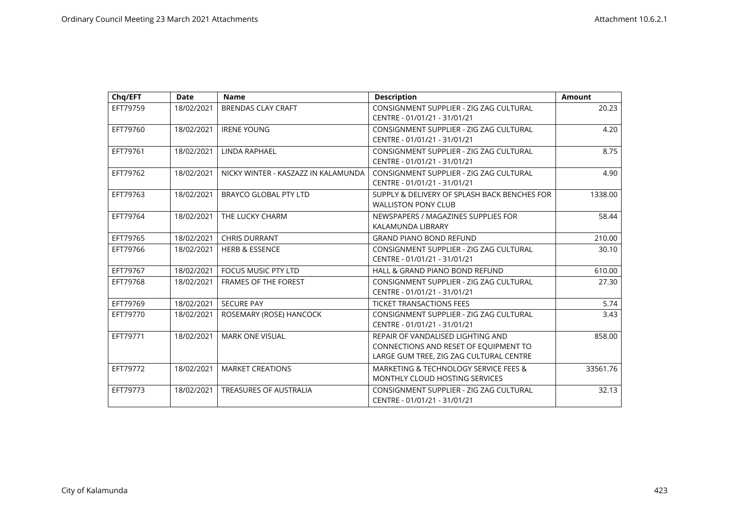| Chq/EFT | Date | Name | Description | Amount |
|---|---|---|---|---|
| EFT79759 | 18/02/2021 | BRENDAS CLAY CRAFT | CONSIGNMENT SUPPLIER - ZIG ZAG CULTURAL CENTRE - 01/01/21 - 31/01/21 | 20.23 |
| EFT79760 | 18/02/2021 | IRENE YOUNG | CONSIGNMENT SUPPLIER - ZIG ZAG CULTURAL CENTRE - 01/01/21 - 31/01/21 | 4.20 |
| EFT79761 | 18/02/2021 | LINDA RAPHAEL | CONSIGNMENT SUPPLIER - ZIG ZAG CULTURAL CENTRE - 01/01/21 - 31/01/21 | 8.75 |
| EFT79762 | 18/02/2021 | NICKY WINTER - KASZAZZ IN KALAMUNDA | CONSIGNMENT SUPPLIER - ZIG ZAG CULTURAL CENTRE - 01/01/21 - 31/01/21 | 4.90 |
| EFT79763 | 18/02/2021 | BRAYCO GLOBAL PTY LTD | SUPPLY & DELIVERY OF SPLASH BACK BENCHES FOR WALLISTON PONY CLUB | 1338.00 |
| EFT79764 | 18/02/2021 | THE LUCKY CHARM | NEWSPAPERS / MAGAZINES SUPPLIES FOR KALAMUNDA LIBRARY | 58.44 |
| EFT79765 | 18/02/2021 | CHRIS DURRANT | GRAND PIANO BOND REFUND | 210.00 |
| EFT79766 | 18/02/2021 | HERB & ESSENCE | CONSIGNMENT SUPPLIER - ZIG ZAG CULTURAL CENTRE - 01/01/21 - 31/01/21 | 30.10 |
| EFT79767 | 18/02/2021 | FOCUS MUSIC PTY LTD | HALL & GRAND PIANO BOND REFUND | 610.00 |
| EFT79768 | 18/02/2021 | FRAMES OF THE FOREST | CONSIGNMENT SUPPLIER - ZIG ZAG CULTURAL CENTRE - 01/01/21 - 31/01/21 | 27.30 |
| EFT79769 | 18/02/2021 | SECURE PAY | TICKET TRANSACTIONS FEES | 5.74 |
| EFT79770 | 18/02/2021 | ROSEMARY (ROSE) HANCOCK | CONSIGNMENT SUPPLIER - ZIG ZAG CULTURAL CENTRE - 01/01/21 - 31/01/21 | 3.43 |
| EFT79771 | 18/02/2021 | MARK ONE VISUAL | REPAIR OF VANDALISED LIGHTING AND CONNECTIONS AND RESET OF EQUIPMENT TO LARGE GUM TREE, ZIG ZAG CULTURAL CENTRE | 858.00 |
| EFT79772 | 18/02/2021 | MARKET CREATIONS | MARKETING & TECHNOLOGY SERVICE FEES & MONTHLY CLOUD HOSTING SERVICES | 33561.76 |
| EFT79773 | 18/02/2021 | TREASURES OF AUSTRALIA | CONSIGNMENT SUPPLIER - ZIG ZAG CULTURAL CENTRE - 01/01/21 - 31/01/21 | 32.13 |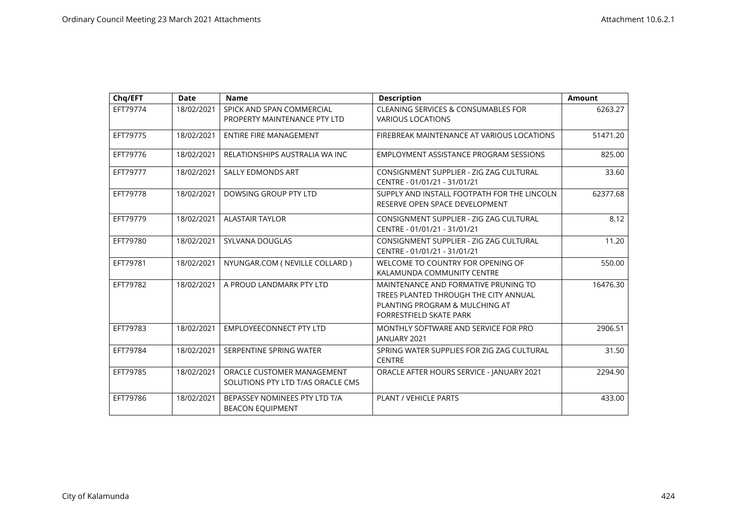| Chq/EFT | Date | Name | Description | Amount |
|---|---|---|---|---|
| EFT79774 | 18/02/2021 | SPICK AND SPAN COMMERCIAL PROPERTY MAINTENANCE PTY LTD | CLEANING SERVICES & CONSUMABLES FOR VARIOUS LOCATIONS | 6263.27 |
| EFT79775 | 18/02/2021 | ENTIRE FIRE MANAGEMENT | FIREBREAK MAINTENANCE AT VARIOUS LOCATIONS | 51471.20 |
| EFT79776 | 18/02/2021 | RELATIONSHIPS AUSTRALIA WA INC | EMPLOYMENT ASSISTANCE PROGRAM SESSIONS | 825.00 |
| EFT79777 | 18/02/2021 | SALLY EDMONDS ART | CONSIGNMENT SUPPLIER - ZIG ZAG CULTURAL CENTRE - 01/01/21 - 31/01/21 | 33.60 |
| EFT79778 | 18/02/2021 | DOWSING GROUP PTY LTD | SUPPLY AND INSTALL FOOTPATH FOR THE LINCOLN RESERVE OPEN SPACE DEVELOPMENT | 62377.68 |
| EFT79779 | 18/02/2021 | ALASTAIR TAYLOR | CONSIGNMENT SUPPLIER - ZIG ZAG CULTURAL CENTRE - 01/01/21 - 31/01/21 | 8.12 |
| EFT79780 | 18/02/2021 | SYLVANA DOUGLAS | CONSIGNMENT SUPPLIER - ZIG ZAG CULTURAL CENTRE - 01/01/21 - 31/01/21 | 11.20 |
| EFT79781 | 18/02/2021 | NYUNGAR.COM ( NEVILLE COLLARD ) | WELCOME TO COUNTRY FOR OPENING OF KALAMUNDA COMMUNITY CENTRE | 550.00 |
| EFT79782 | 18/02/2021 | A PROUD LANDMARK PTY LTD | MAINTENANCE AND FORMATIVE PRUNING TO TREES PLANTED THROUGH THE CITY ANNUAL PLANTING PROGRAM & MULCHING AT FORRESTFIELD SKATE PARK | 16476.30 |
| EFT79783 | 18/02/2021 | EMPLOYEECONNECT PTY LTD | MONTHLY SOFTWARE AND SERVICE FOR PRO JANUARY 2021 | 2906.51 |
| EFT79784 | 18/02/2021 | SERPENTINE SPRING WATER | SPRING WATER SUPPLIES FOR ZIG ZAG CULTURAL CENTRE | 31.50 |
| EFT79785 | 18/02/2021 | ORACLE CUSTOMER MANAGEMENT SOLUTIONS PTY LTD T/AS ORACLE CMS | ORACLE AFTER HOURS SERVICE - JANUARY 2021 | 2294.90 |
| EFT79786 | 18/02/2021 | BEPASSEY NOMINEES PTY LTD T/A BEACON EQUIPMENT | PLANT / VEHICLE PARTS | 433.00 |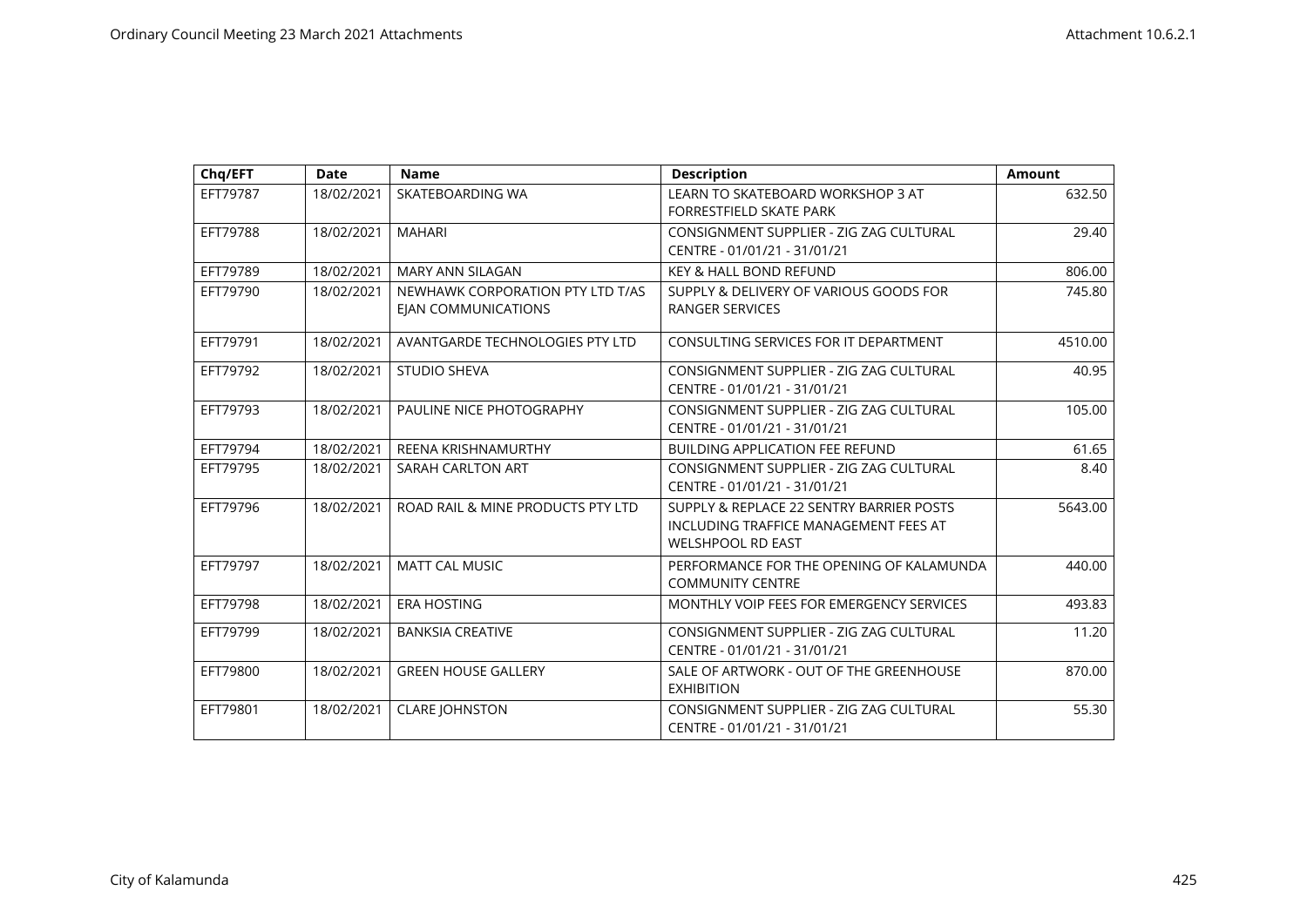| Chq/EFT | Date | Name | Description | Amount |
|---|---|---|---|---|
| EFT79787 | 18/02/2021 | SKATEBOARDING WA | LEARN TO SKATEBOARD WORKSHOP 3 AT FORRESTFIELD SKATE PARK | 632.50 |
| EFT79788 | 18/02/2021 | MAHARI | CONSIGNMENT SUPPLIER - ZIG ZAG CULTURAL CENTRE - 01/01/21 - 31/01/21 | 29.40 |
| EFT79789 | 18/02/2021 | MARY ANN SILAGAN | KEY & HALL BOND REFUND | 806.00 |
| EFT79790 | 18/02/2021 | NEWHAWK CORPORATION PTY LTD T/AS EJAN COMMUNICATIONS | SUPPLY & DELIVERY OF VARIOUS GOODS FOR RANGER SERVICES | 745.80 |
| EFT79791 | 18/02/2021 | AVANTGARDE TECHNOLOGIES PTY LTD | CONSULTING SERVICES FOR IT DEPARTMENT | 4510.00 |
| EFT79792 | 18/02/2021 | STUDIO SHEVA | CONSIGNMENT SUPPLIER - ZIG ZAG CULTURAL CENTRE - 01/01/21 - 31/01/21 | 40.95 |
| EFT79793 | 18/02/2021 | PAULINE NICE PHOTOGRAPHY | CONSIGNMENT SUPPLIER - ZIG ZAG CULTURAL CENTRE - 01/01/21 - 31/01/21 | 105.00 |
| EFT79794 | 18/02/2021 | REENA KRISHNAMURTHY | BUILDING APPLICATION FEE REFUND | 61.65 |
| EFT79795 | 18/02/2021 | SARAH CARLTON ART | CONSIGNMENT SUPPLIER - ZIG ZAG CULTURAL CENTRE - 01/01/21 - 31/01/21 | 8.40 |
| EFT79796 | 18/02/2021 | ROAD RAIL & MINE PRODUCTS PTY LTD | SUPPLY & REPLACE 22 SENTRY BARRIER POSTS INCLUDING TRAFFICE MANAGEMENT FEES AT WELSHPOOL RD EAST | 5643.00 |
| EFT79797 | 18/02/2021 | MATT CAL MUSIC | PERFORMANCE FOR THE OPENING OF KALAMUNDA COMMUNITY CENTRE | 440.00 |
| EFT79798 | 18/02/2021 | ERA HOSTING | MONTHLY VOIP FEES FOR EMERGENCY SERVICES | 493.83 |
| EFT79799 | 18/02/2021 | BANKSIA CREATIVE | CONSIGNMENT SUPPLIER - ZIG ZAG CULTURAL CENTRE - 01/01/21 - 31/01/21 | 11.20 |
| EFT79800 | 18/02/2021 | GREEN HOUSE GALLERY | SALE OF ARTWORK - OUT OF THE GREENHOUSE EXHIBITION | 870.00 |
| EFT79801 | 18/02/2021 | CLARE JOHNSTON | CONSIGNMENT SUPPLIER - ZIG ZAG CULTURAL CENTRE - 01/01/21 - 31/01/21 | 55.30 |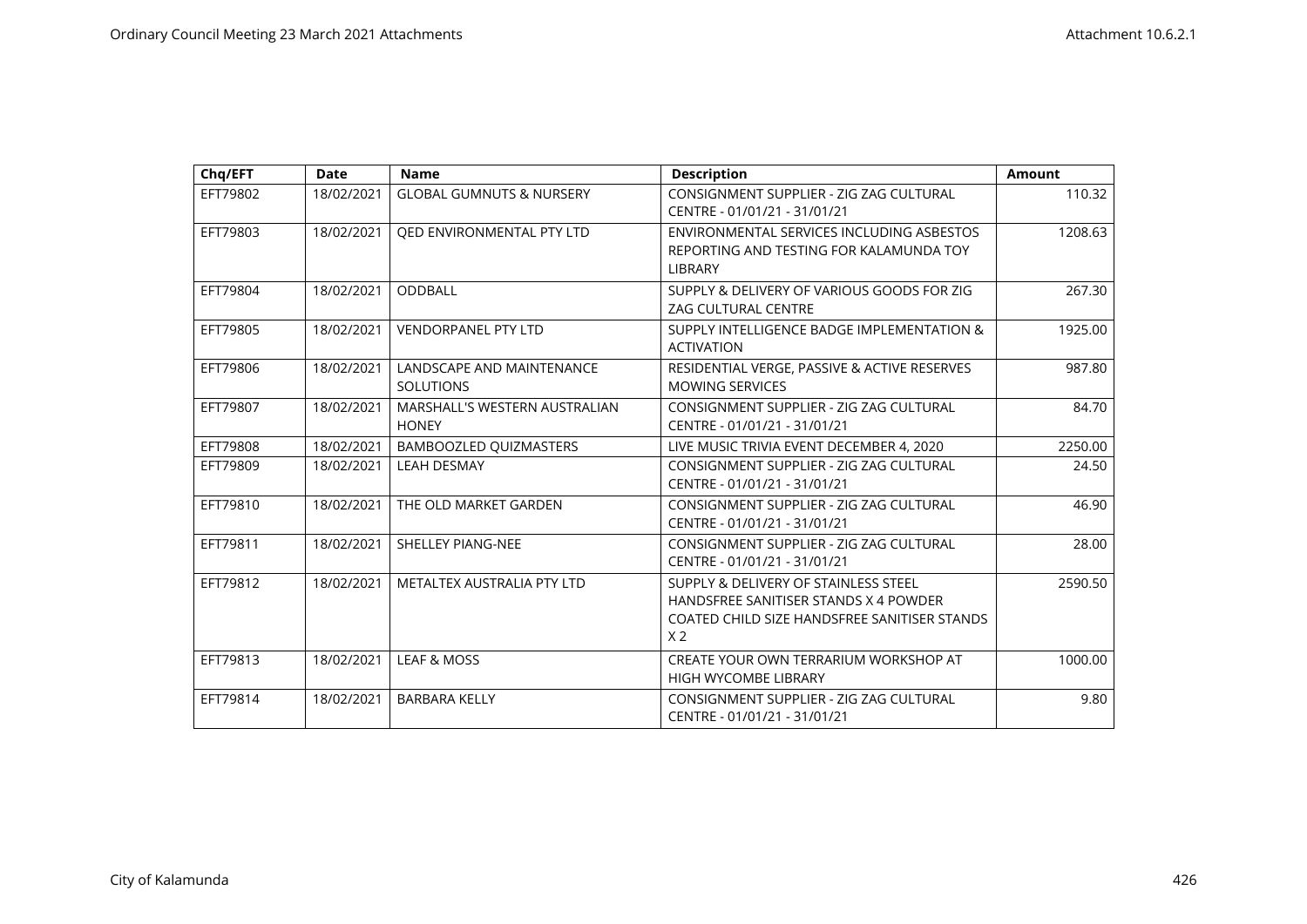| Chq/EFT | Date | Name | Description | Amount |
|---|---|---|---|---|
| EFT79802 | 18/02/2021 | GLOBAL GUMNUTS & NURSERY | CONSIGNMENT SUPPLIER - ZIG ZAG CULTURAL CENTRE - 01/01/21 - 31/01/21 | 110.32 |
| EFT79803 | 18/02/2021 | QED ENVIRONMENTAL PTY LTD | ENVIRONMENTAL SERVICES INCLUDING ASBESTOS REPORTING AND TESTING FOR KALAMUNDA TOY LIBRARY | 1208.63 |
| EFT79804 | 18/02/2021 | ODDBALL | SUPPLY & DELIVERY OF VARIOUS GOODS FOR ZIG ZAG CULTURAL CENTRE | 267.30 |
| EFT79805 | 18/02/2021 | VENDORPANEL PTY LTD | SUPPLY INTELLIGENCE BADGE IMPLEMENTATION & ACTIVATION | 1925.00 |
| EFT79806 | 18/02/2021 | LANDSCAPE AND MAINTENANCE SOLUTIONS | RESIDENTIAL VERGE, PASSIVE & ACTIVE RESERVES MOWING SERVICES | 987.80 |
| EFT79807 | 18/02/2021 | MARSHALL'S WESTERN AUSTRALIAN HONEY | CONSIGNMENT SUPPLIER - ZIG ZAG CULTURAL CENTRE - 01/01/21 - 31/01/21 | 84.70 |
| EFT79808 | 18/02/2021 | BAMBOOZLED QUIZMASTERS | LIVE MUSIC TRIVIA EVENT DECEMBER 4, 2020 | 2250.00 |
| EFT79809 | 18/02/2021 | LEAH DESMAY | CONSIGNMENT SUPPLIER - ZIG ZAG CULTURAL CENTRE - 01/01/21 - 31/01/21 | 24.50 |
| EFT79810 | 18/02/2021 | THE OLD MARKET GARDEN | CONSIGNMENT SUPPLIER - ZIG ZAG CULTURAL CENTRE - 01/01/21 - 31/01/21 | 46.90 |
| EFT79811 | 18/02/2021 | SHELLEY PIANG-NEE | CONSIGNMENT SUPPLIER - ZIG ZAG CULTURAL CENTRE - 01/01/21 - 31/01/21 | 28.00 |
| EFT79812 | 18/02/2021 | METALTEX AUSTRALIA PTY LTD | SUPPLY & DELIVERY OF STAINLESS STEEL HANDSFREE SANITISER STANDS X 4 POWDER COATED CHILD SIZE HANDSFREE SANITISER STANDS X 2 | 2590.50 |
| EFT79813 | 18/02/2021 | LEAF & MOSS | CREATE YOUR OWN TERRARIUM WORKSHOP AT HIGH WYCOMBE LIBRARY | 1000.00 |
| EFT79814 | 18/02/2021 | BARBARA KELLY | CONSIGNMENT SUPPLIER - ZIG ZAG CULTURAL CENTRE - 01/01/21 - 31/01/21 | 9.80 |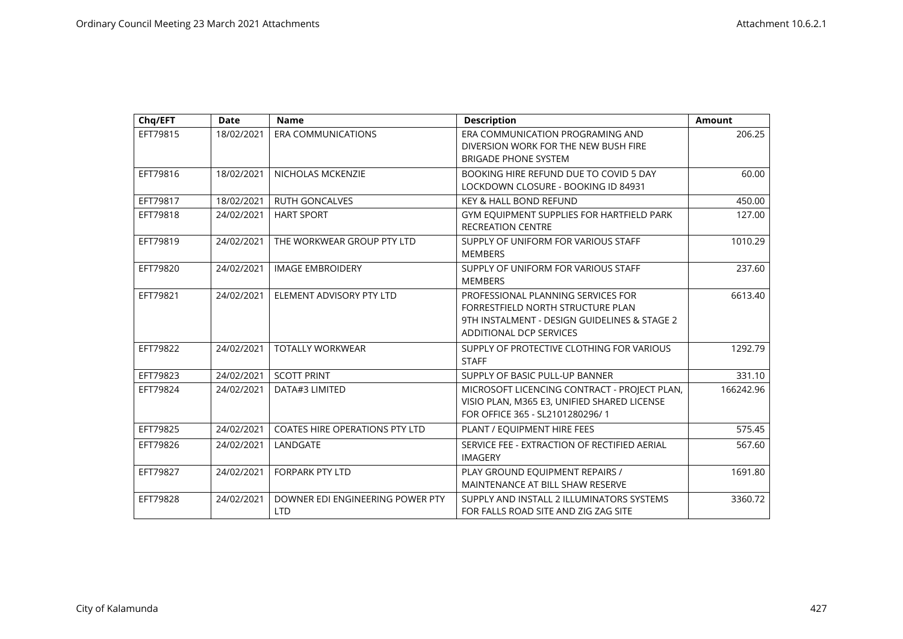| Chq/EFT | Date | Name | Description | Amount |
|---|---|---|---|---|
| EFT79815 | 18/02/2021 | ERA COMMUNICATIONS | ERA COMMUNICATION PROGRAMING AND DIVERSION WORK FOR THE NEW BUSH FIRE BRIGADE PHONE SYSTEM | 206.25 |
| EFT79816 | 18/02/2021 | NICHOLAS MCKENZIE | BOOKING HIRE REFUND DUE TO COVID 5 DAY LOCKDOWN CLOSURE - BOOKING ID 84931 | 60.00 |
| EFT79817 | 18/02/2021 | RUTH GONCALVES | KEY & HALL BOND REFUND | 450.00 |
| EFT79818 | 24/02/2021 | HART SPORT | GYM EQUIPMENT SUPPLIES FOR HARTFIELD PARK RECREATION CENTRE | 127.00 |
| EFT79819 | 24/02/2021 | THE WORKWEAR GROUP PTY LTD | SUPPLY OF UNIFORM FOR VARIOUS STAFF MEMBERS | 1010.29 |
| EFT79820 | 24/02/2021 | IMAGE EMBROIDERY | SUPPLY OF UNIFORM FOR VARIOUS STAFF MEMBERS | 237.60 |
| EFT79821 | 24/02/2021 | ELEMENT ADVISORY PTY LTD | PROFESSIONAL PLANNING SERVICES FOR FORRESTFIELD NORTH STRUCTURE PLAN 9TH INSTALMENT - DESIGN GUIDELINES & STAGE 2 ADDITIONAL DCP SERVICES | 6613.40 |
| EFT79822 | 24/02/2021 | TOTALLY WORKWEAR | SUPPLY OF PROTECTIVE CLOTHING FOR VARIOUS STAFF | 1292.79 |
| EFT79823 | 24/02/2021 | SCOTT PRINT | SUPPLY OF BASIC PULL-UP BANNER | 331.10 |
| EFT79824 | 24/02/2021 | DATA#3 LIMITED | MICROSOFT LICENCING CONTRACT - PROJECT PLAN, VISIO PLAN, M365 E3, UNIFIED SHARED LICENSE FOR OFFICE 365 - SL2101280296/ 1 | 166242.96 |
| EFT79825 | 24/02/2021 | COATES HIRE OPERATIONS PTY LTD | PLANT / EQUIPMENT HIRE FEES | 575.45 |
| EFT79826 | 24/02/2021 | LANDGATE | SERVICE FEE - EXTRACTION OF RECTIFIED AERIAL IMAGERY | 567.60 |
| EFT79827 | 24/02/2021 | FORPARK PTY LTD | PLAY GROUND EQUIPMENT REPAIRS / MAINTENANCE AT BILL SHAW RESERVE | 1691.80 |
| EFT79828 | 24/02/2021 | DOWNER EDI ENGINEERING POWER PTY LTD | SUPPLY AND INSTALL 2 ILLUMINATORS SYSTEMS FOR FALLS ROAD SITE AND ZIG ZAG SITE | 3360.72 |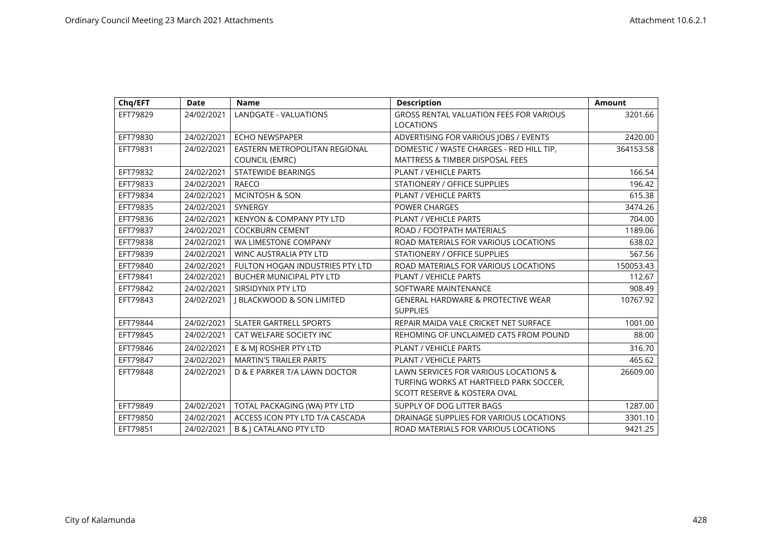| Chq/EFT | Date | Name | Description | Amount |
|---|---|---|---|---|
| EFT79829 | 24/02/2021 | LANDGATE - VALUATIONS | GROSS RENTAL VALUATION FEES FOR VARIOUS LOCATIONS | 3201.66 |
| EFT79830 | 24/02/2021 | ECHO NEWSPAPER | ADVERTISING FOR VARIOUS JOBS / EVENTS | 2420.00 |
| EFT79831 | 24/02/2021 | EASTERN METROPOLITAN REGIONAL COUNCIL (EMRC) | DOMESTIC / WASTE CHARGES - RED HILL TIP, MATTRESS & TIMBER DISPOSAL FEES | 364153.58 |
| EFT79832 | 24/02/2021 | STATEWIDE BEARINGS | PLANT / VEHICLE PARTS | 166.54 |
| EFT79833 | 24/02/2021 | RAECO | STATIONERY / OFFICE SUPPLIES | 196.42 |
| EFT79834 | 24/02/2021 | MCINTOSH & SON | PLANT / VEHICLE PARTS | 615.38 |
| EFT79835 | 24/02/2021 | SYNERGY | POWER CHARGES | 3474.26 |
| EFT79836 | 24/02/2021 | KENYON & COMPANY PTY LTD | PLANT / VEHICLE PARTS | 704.00 |
| EFT79837 | 24/02/2021 | COCKBURN CEMENT | ROAD / FOOTPATH MATERIALS | 1189.06 |
| EFT79838 | 24/02/2021 | WA LIMESTONE COMPANY | ROAD MATERIALS FOR VARIOUS LOCATIONS | 638.02 |
| EFT79839 | 24/02/2021 | WINC AUSTRALIA PTY LTD | STATIONERY / OFFICE SUPPLIES | 567.56 |
| EFT79840 | 24/02/2021 | FULTON HOGAN INDUSTRIES PTY LTD | ROAD MATERIALS FOR VARIOUS LOCATIONS | 150053.43 |
| EFT79841 | 24/02/2021 | BUCHER MUNICIPAL PTY LTD | PLANT / VEHICLE PARTS | 112.67 |
| EFT79842 | 24/02/2021 | SIRSIDYNIX PTY LTD | SOFTWARE MAINTENANCE | 908.49 |
| EFT79843 | 24/02/2021 | J BLACKWOOD & SON LIMITED | GENERAL HARDWARE & PROTECTIVE WEAR SUPPLIES | 10767.92 |
| EFT79844 | 24/02/2021 | SLATER GARTRELL SPORTS | REPAIR MAIDA VALE CRICKET NET SURFACE | 1001.00 |
| EFT79845 | 24/02/2021 | CAT WELFARE SOCIETY INC | REHOMING OF UNCLAIMED CATS FROM POUND | 88.00 |
| EFT79846 | 24/02/2021 | E & MJ ROSHER PTY LTD | PLANT / VEHICLE PARTS | 316.70 |
| EFT79847 | 24/02/2021 | MARTIN'S TRAILER PARTS | PLANT / VEHICLE PARTS | 465.62 |
| EFT79848 | 24/02/2021 | D & E PARKER T/A LAWN DOCTOR | LAWN SERVICES FOR VARIOUS LOCATIONS & TURFING WORKS AT HARTFIELD PARK SOCCER, SCOTT RESERVE & KOSTERA OVAL | 26609.00 |
| EFT79849 | 24/02/2021 | TOTAL PACKAGING (WA) PTY LTD | SUPPLY OF DOG LITTER BAGS | 1287.00 |
| EFT79850 | 24/02/2021 | ACCESS ICON PTY LTD T/A CASCADA | DRAINAGE SUPPLIES FOR VARIOUS LOCATIONS | 3301.10 |
| EFT79851 | 24/02/2021 | B & J CATALANO PTY LTD | ROAD MATERIALS FOR VARIOUS LOCATIONS | 9421.25 |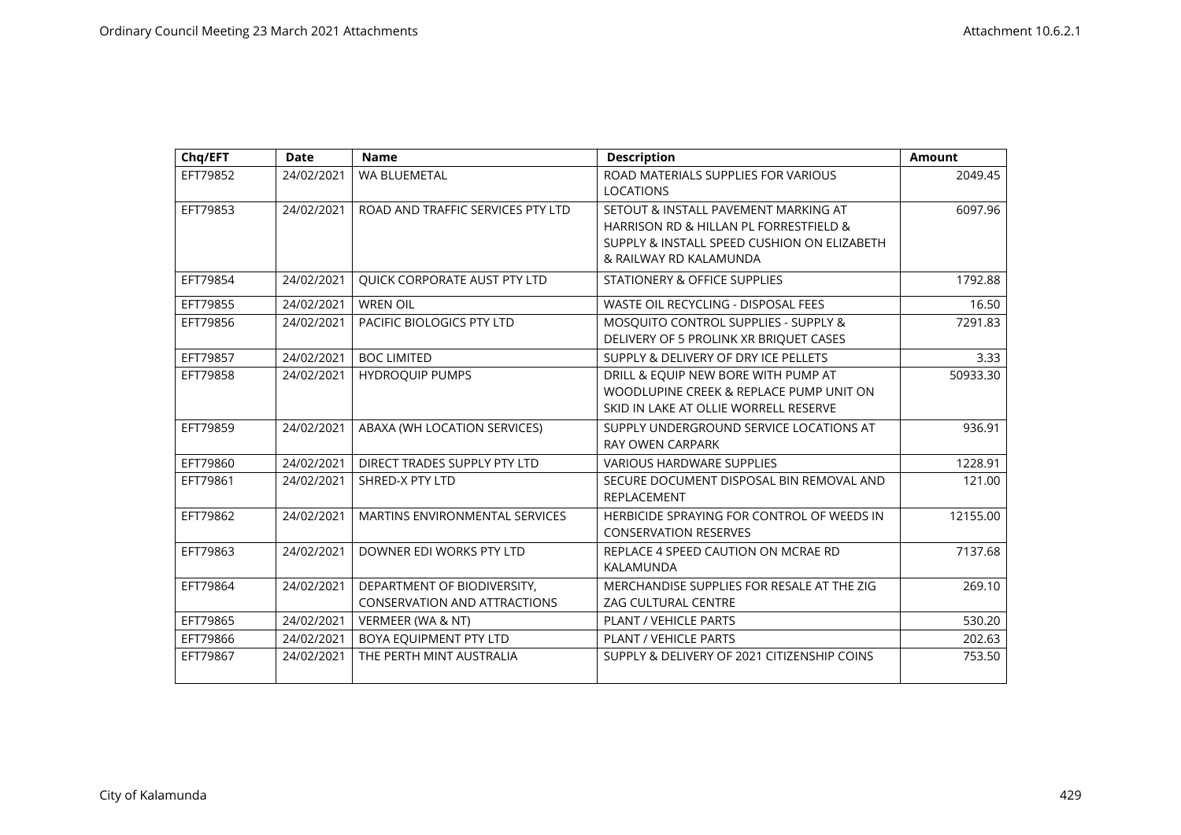| Chq/EFT | Date | Name | Description | Amount |
|---|---|---|---|---|
| EFT79852 | 24/02/2021 | WA BLUEMETAL | ROAD MATERIALS SUPPLIES FOR VARIOUS LOCATIONS | 2049.45 |
| EFT79853 | 24/02/2021 | ROAD AND TRAFFIC SERVICES PTY LTD | SETOUT & INSTALL PAVEMENT MARKING AT HARRISON RD & HILLAN PL FORRESTFIELD & SUPPLY & INSTALL SPEED CUSHION ON ELIZABETH & RAILWAY RD KALAMUNDA | 6097.96 |
| EFT79854 | 24/02/2021 | QUICK CORPORATE AUST PTY LTD | STATIONERY & OFFICE SUPPLIES | 1792.88 |
| EFT79855 | 24/02/2021 | WREN OIL | WASTE OIL RECYCLING - DISPOSAL FEES | 16.50 |
| EFT79856 | 24/02/2021 | PACIFIC BIOLOGICS PTY LTD | MOSQUITO CONTROL SUPPLIES - SUPPLY & DELIVERY OF 5 PROLINK XR BRIQUET CASES | 7291.83 |
| EFT79857 | 24/02/2021 | BOC LIMITED | SUPPLY & DELIVERY OF DRY ICE PELLETS | 3.33 |
| EFT79858 | 24/02/2021 | HYDROQUIP PUMPS | DRILL & EQUIP NEW BORE WITH PUMP AT WOODLUPINE CREEK & REPLACE PUMP UNIT ON SKID IN LAKE AT OLLIE WORRELL RESERVE | 50933.30 |
| EFT79859 | 24/02/2021 | ABAXA (WH LOCATION SERVICES) | SUPPLY UNDERGROUND SERVICE LOCATIONS AT RAY OWEN CARPARK | 936.91 |
| EFT79860 | 24/02/2021 | DIRECT TRADES SUPPLY PTY LTD | VARIOUS HARDWARE SUPPLIES | 1228.91 |
| EFT79861 | 24/02/2021 | SHRED-X PTY LTD | SECURE DOCUMENT DISPOSAL BIN REMOVAL AND REPLACEMENT | 121.00 |
| EFT79862 | 24/02/2021 | MARTINS ENVIRONMENTAL SERVICES | HERBICIDE SPRAYING FOR CONTROL OF WEEDS IN CONSERVATION RESERVES | 12155.00 |
| EFT79863 | 24/02/2021 | DOWNER EDI WORKS PTY LTD | REPLACE 4 SPEED CAUTION ON MCRAE RD KALAMUNDA | 7137.68 |
| EFT79864 | 24/02/2021 | DEPARTMENT OF BIODIVERSITY, CONSERVATION AND ATTRACTIONS | MERCHANDISE SUPPLIES FOR RESALE AT THE ZIG ZAG CULTURAL CENTRE | 269.10 |
| EFT79865 | 24/02/2021 | VERMEER (WA & NT) | PLANT / VEHICLE PARTS | 530.20 |
| EFT79866 | 24/02/2021 | BOYA EQUIPMENT PTY LTD | PLANT / VEHICLE PARTS | 202.63 |
| EFT79867 | 24/02/2021 | THE PERTH MINT AUSTRALIA | SUPPLY & DELIVERY OF 2021 CITIZENSHIP COINS | 753.50 |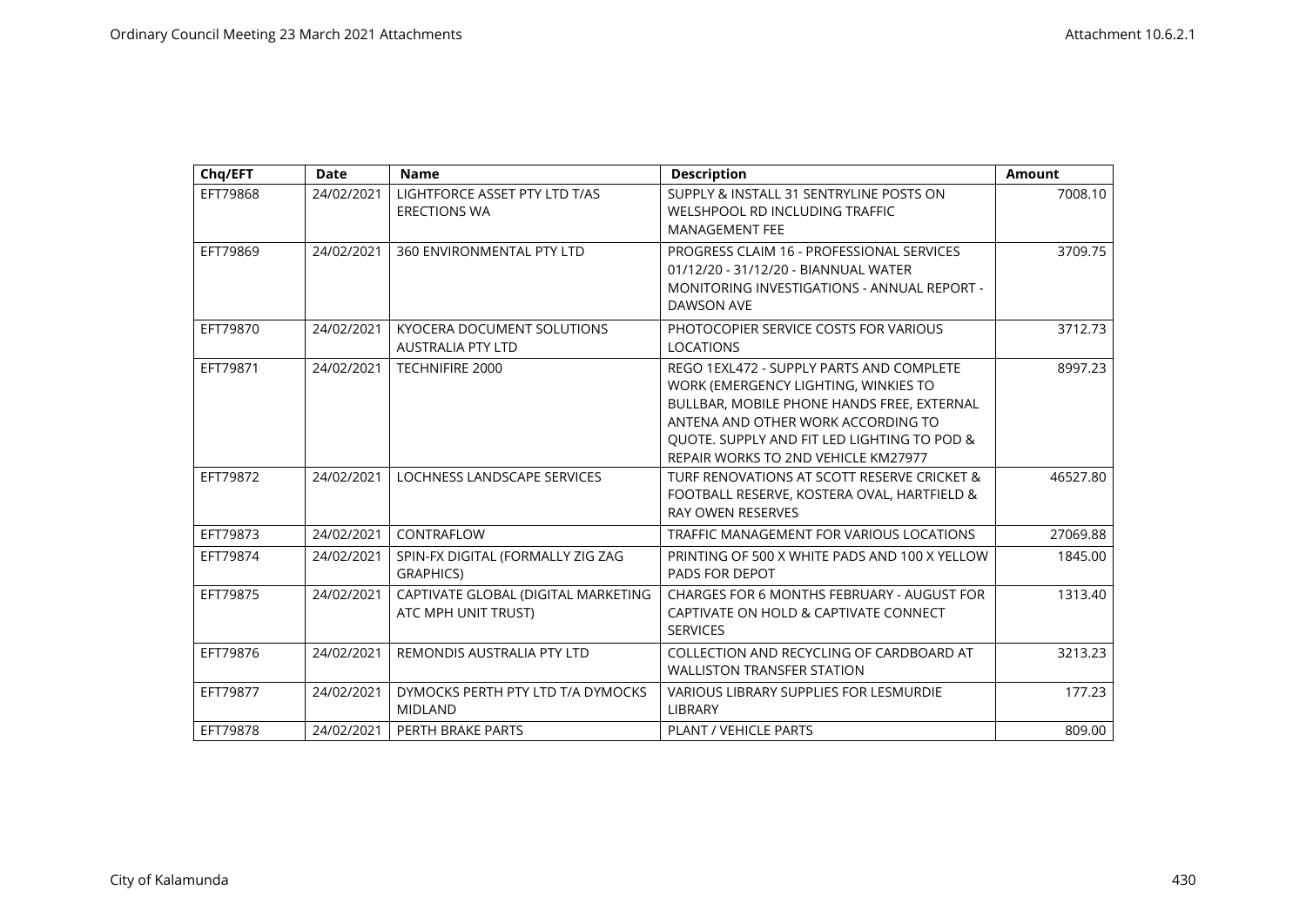| Chq/EFT | Date | Name | Description | Amount |
|---|---|---|---|---|
| EFT79868 | 24/02/2021 | LIGHTFORCE ASSET PTY LTD T/AS ERECTIONS WA | SUPPLY & INSTALL 31 SENTRYLINE POSTS ON WELSHPOOL RD INCLUDING TRAFFIC MANAGEMENT FEE | 7008.10 |
| EFT79869 | 24/02/2021 | 360 ENVIRONMENTAL PTY LTD | PROGRESS CLAIM 16 - PROFESSIONAL SERVICES 01/12/20 - 31/12/20 - BIANNUAL WATER MONITORING INVESTIGATIONS - ANNUAL REPORT - DAWSON AVE | 3709.75 |
| EFT79870 | 24/02/2021 | KYOCERA DOCUMENT SOLUTIONS AUSTRALIA PTY LTD | PHOTOCOPIER SERVICE COSTS FOR VARIOUS LOCATIONS | 3712.73 |
| EFT79871 | 24/02/2021 | TECHNIFIRE 2000 | REGO 1EXL472 - SUPPLY PARTS AND COMPLETE WORK (EMERGENCY LIGHTING, WINKIES TO BULLBAR, MOBILE PHONE HANDS FREE, EXTERNAL ANTENA AND OTHER WORK ACCORDING TO QUOTE. SUPPLY AND FIT LED LIGHTING TO POD & REPAIR WORKS TO 2ND VEHICLE KM27977 | 8997.23 |
| EFT79872 | 24/02/2021 | LOCHNESS LANDSCAPE SERVICES | TURF RENOVATIONS AT SCOTT RESERVE CRICKET & FOOTBALL RESERVE, KOSTERA OVAL, HARTFIELD & RAY OWEN RESERVES | 46527.80 |
| EFT79873 | 24/02/2021 | CONTRAFLOW | TRAFFIC MANAGEMENT FOR VARIOUS LOCATIONS | 27069.88 |
| EFT79874 | 24/02/2021 | SPIN-FX DIGITAL (FORMALLY ZIG ZAG GRAPHICS) | PRINTING OF 500 X WHITE PADS AND 100 X YELLOW PADS FOR DEPOT | 1845.00 |
| EFT79875 | 24/02/2021 | CAPTIVATE GLOBAL (DIGITAL MARKETING ATC MPH UNIT TRUST) | CHARGES FOR 6 MONTHS FEBRUARY - AUGUST FOR CAPTIVATE ON HOLD & CAPTIVATE CONNECT SERVICES | 1313.40 |
| EFT79876 | 24/02/2021 | REMONDIS AUSTRALIA PTY LTD | COLLECTION AND RECYCLING OF CARDBOARD AT WALLISTON TRANSFER STATION | 3213.23 |
| EFT79877 | 24/02/2021 | DYMOCKS PERTH PTY LTD T/A DYMOCKS MIDLAND | VARIOUS LIBRARY SUPPLIES FOR LESMURDIE LIBRARY | 177.23 |
| EFT79878 | 24/02/2021 | PERTH BRAKE PARTS | PLANT / VEHICLE PARTS | 809.00 |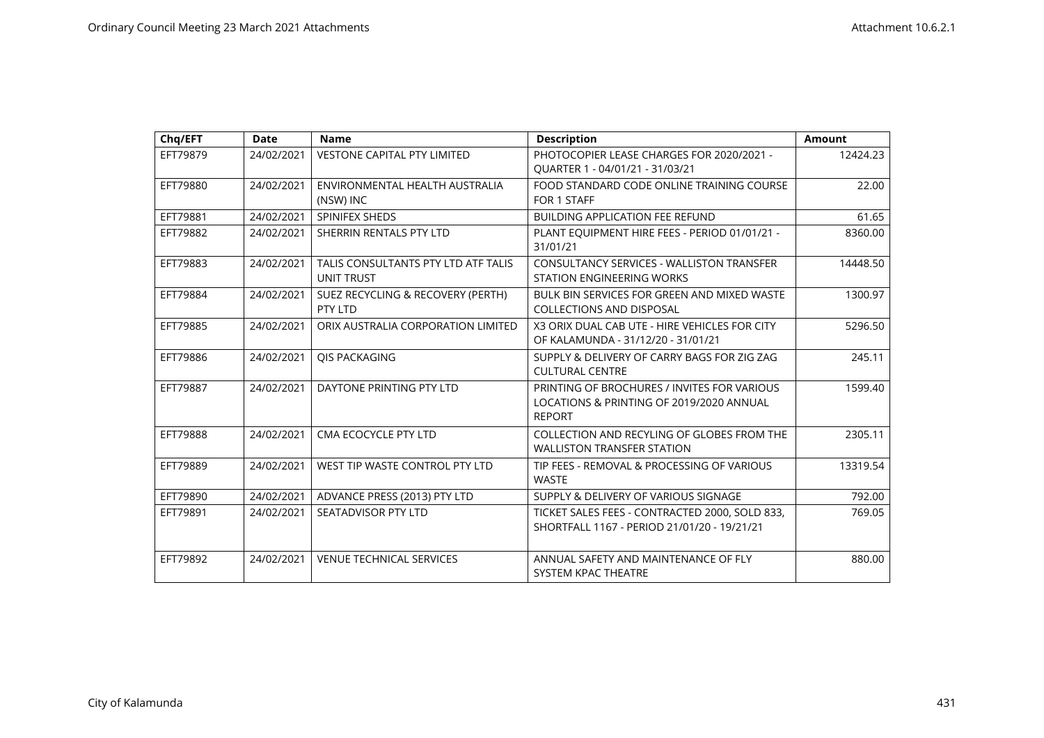| Chq/EFT | Date | Name | Description | Amount |
|---|---|---|---|---|
| EFT79879 | 24/02/2021 | VESTONE CAPITAL PTY LIMITED | PHOTOCOPIER LEASE CHARGES FOR 2020/2021 - QUARTER 1 - 04/01/21 - 31/03/21 | 12424.23 |
| EFT79880 | 24/02/2021 | ENVIRONMENTAL HEALTH AUSTRALIA (NSW) INC | FOOD STANDARD CODE ONLINE TRAINING COURSE FOR 1 STAFF | 22.00 |
| EFT79881 | 24/02/2021 | SPINIFEX SHEDS | BUILDING APPLICATION FEE REFUND | 61.65 |
| EFT79882 | 24/02/2021 | SHERRIN RENTALS PTY LTD | PLANT EQUIPMENT HIRE FEES - PERIOD 01/01/21 - 31/01/21 | 8360.00 |
| EFT79883 | 24/02/2021 | TALIS CONSULTANTS PTY LTD ATF TALIS UNIT TRUST | CONSULTANCY SERVICES - WALLISTON TRANSFER STATION ENGINEERING WORKS | 14448.50 |
| EFT79884 | 24/02/2021 | SUEZ RECYCLING & RECOVERY (PERTH) PTY LTD | BULK BIN SERVICES FOR GREEN AND MIXED WASTE COLLECTIONS AND DISPOSAL | 1300.97 |
| EFT79885 | 24/02/2021 | ORIX AUSTRALIA CORPORATION LIMITED | X3 ORIX DUAL CAB UTE - HIRE VEHICLES FOR CITY OF KALAMUNDA - 31/12/20 - 31/01/21 | 5296.50 |
| EFT79886 | 24/02/2021 | QIS PACKAGING | SUPPLY & DELIVERY OF CARRY BAGS FOR ZIG ZAG CULTURAL CENTRE | 245.11 |
| EFT79887 | 24/02/2021 | DAYTONE PRINTING PTY LTD | PRINTING OF BROCHURES / INVITES FOR VARIOUS LOCATIONS & PRINTING OF 2019/2020 ANNUAL REPORT | 1599.40 |
| EFT79888 | 24/02/2021 | CMA ECOCYCLE PTY LTD | COLLECTION AND RECYLING OF GLOBES FROM THE WALLISTON TRANSFER STATION | 2305.11 |
| EFT79889 | 24/02/2021 | WEST TIP WASTE CONTROL PTY LTD | TIP FEES - REMOVAL & PROCESSING OF VARIOUS WASTE | 13319.54 |
| EFT79890 | 24/02/2021 | ADVANCE PRESS (2013) PTY LTD | SUPPLY & DELIVERY OF VARIOUS SIGNAGE | 792.00 |
| EFT79891 | 24/02/2021 | SEATADVISOR PTY LTD | TICKET SALES FEES - CONTRACTED 2000, SOLD 833, SHORTFALL 1167 - PERIOD 21/01/20 - 19/21/21 | 769.05 |
| EFT79892 | 24/02/2021 | VENUE TECHNICAL SERVICES | ANNUAL SAFETY AND MAINTENANCE OF FLY SYSTEM KPAC THEATRE | 880.00 |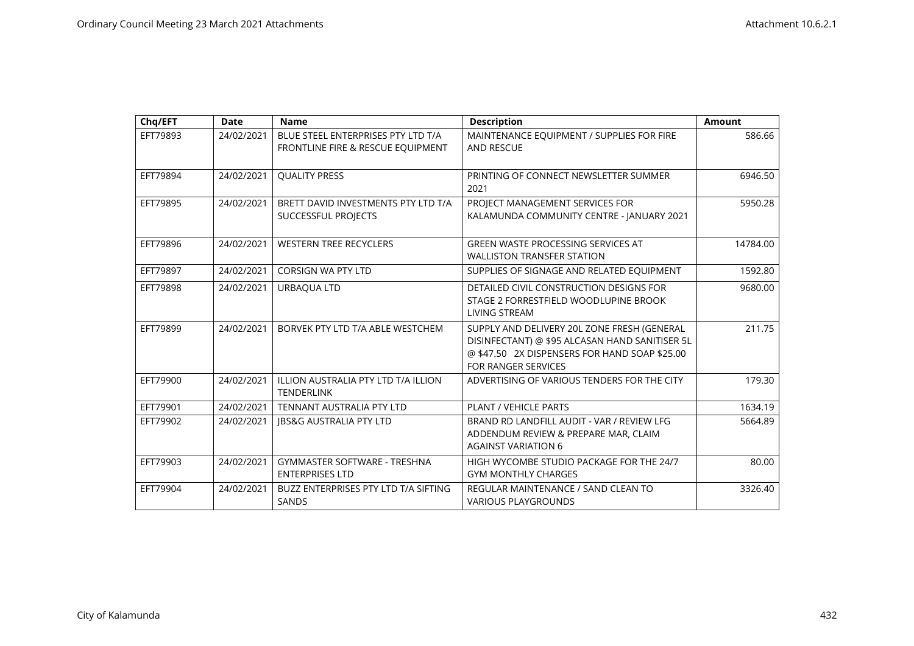| Chq/EFT | Date | Name | Description | Amount |
|---|---|---|---|---|
| EFT79893 | 24/02/2021 | BLUE STEEL ENTERPRISES PTY LTD T/A FRONTLINE FIRE & RESCUE EQUIPMENT | MAINTENANCE EQUIPMENT / SUPPLIES FOR FIRE AND RESCUE | 586.66 |
| EFT79894 | 24/02/2021 | QUALITY PRESS | PRINTING OF CONNECT NEWSLETTER SUMMER 2021 | 6946.50 |
| EFT79895 | 24/02/2021 | BRETT DAVID INVESTMENTS PTY LTD T/A SUCCESSFUL PROJECTS | PROJECT MANAGEMENT SERVICES FOR KALAMUNDA COMMUNITY CENTRE - JANUARY 2021 | 5950.28 |
| EFT79896 | 24/02/2021 | WESTERN TREE RECYCLERS | GREEN WASTE PROCESSING SERVICES AT WALLISTON TRANSFER STATION | 14784.00 |
| EFT79897 | 24/02/2021 | CORSIGN WA PTY LTD | SUPPLIES OF SIGNAGE AND RELATED EQUIPMENT | 1592.80 |
| EFT79898 | 24/02/2021 | URBAQUA LTD | DETAILED CIVIL CONSTRUCTION DESIGNS FOR STAGE 2 FORRESTFIELD WOODLUPINE BROOK LIVING STREAM | 9680.00 |
| EFT79899 | 24/02/2021 | BORVEK PTY LTD T/A ABLE WESTCHEM | SUPPLY AND DELIVERY 20L ZONE FRESH (GENERAL DISINFECTANT) @ $95 ALCASAN HAND SANITISER 5L @ $47.50 2X DISPENSERS FOR HAND SOAP $25.00 FOR RANGER SERVICES | 211.75 |
| EFT79900 | 24/02/2021 | ILLION AUSTRALIA PTY LTD T/A ILLION TENDERLINK | ADVERTISING OF VARIOUS TENDERS FOR THE CITY | 179.30 |
| EFT79901 | 24/02/2021 | TENNANT AUSTRALIA PTY LTD | PLANT / VEHICLE PARTS | 1634.19 |
| EFT79902 | 24/02/2021 | JBS&G AUSTRALIA PTY LTD | BRAND RD LANDFILL AUDIT - VAR / REVIEW LFG ADDENDUM REVIEW & PREPARE MAR, CLAIM AGAINST VARIATION 6 | 5664.89 |
| EFT79903 | 24/02/2021 | GYMMASTER SOFTWARE - TRESHNA ENTERPRISES LTD | HIGH WYCOMBE STUDIO PACKAGE FOR THE 24/7 GYM MONTHLY CHARGES | 80.00 |
| EFT79904 | 24/02/2021 | BUZZ ENTERPRISES PTY LTD T/A SIFTING SANDS | REGULAR MAINTENANCE / SAND CLEAN TO VARIOUS PLAYGROUNDS | 3326.40 |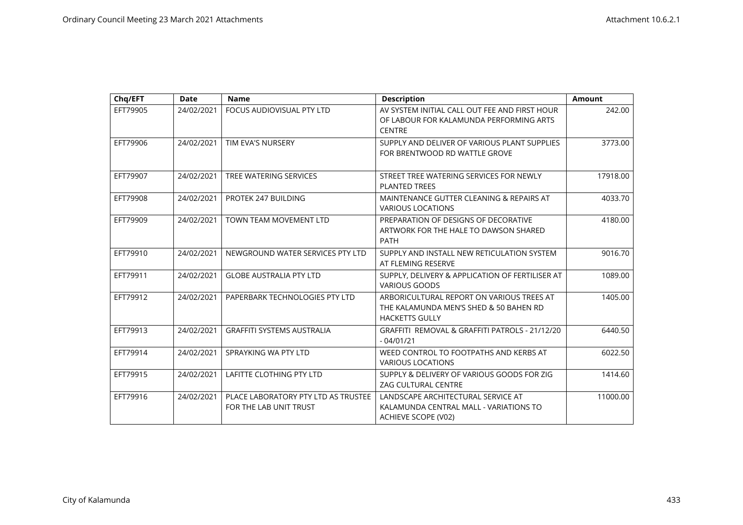| Chq/EFT | Date | Name | Description | Amount |
|---|---|---|---|---|
| EFT79905 | 24/02/2021 | FOCUS AUDIOVISUAL PTY LTD | AV SYSTEM INITIAL CALL OUT FEE AND FIRST HOUR OF LABOUR FOR KALAMUNDA PERFORMING ARTS CENTRE | 242.00 |
| EFT79906 | 24/02/2021 | TIM EVA'S NURSERY | SUPPLY AND DELIVER OF VARIOUS PLANT SUPPLIES FOR BRENTWOOD RD WATTLE GROVE | 3773.00 |
| EFT79907 | 24/02/2021 | TREE WATERING SERVICES | STREET TREE WATERING SERVICES FOR NEWLY PLANTED TREES | 17918.00 |
| EFT79908 | 24/02/2021 | PROTEK 247 BUILDING | MAINTENANCE GUTTER CLEANING & REPAIRS AT VARIOUS LOCATIONS | 4033.70 |
| EFT79909 | 24/02/2021 | TOWN TEAM MOVEMENT LTD | PREPARATION OF DESIGNS OF DECORATIVE ARTWORK FOR THE HALE TO DAWSON SHARED PATH | 4180.00 |
| EFT79910 | 24/02/2021 | NEWGROUND WATER SERVICES PTY LTD | SUPPLY AND INSTALL NEW RETICULATION SYSTEM AT FLEMING RESERVE | 9016.70 |
| EFT79911 | 24/02/2021 | GLOBE AUSTRALIA PTY LTD | SUPPLY, DELIVERY & APPLICATION OF FERTILISER AT VARIOUS GOODS | 1089.00 |
| EFT79912 | 24/02/2021 | PAPERBARK TECHNOLOGIES PTY LTD | ARBORICULTURAL REPORT ON VARIOUS TREES AT THE KALAMUNDA MEN'S SHED & 50 BAHEN RD HACKETTS GULLY | 1405.00 |
| EFT79913 | 24/02/2021 | GRAFFITI SYSTEMS AUSTRALIA | GRAFFITI REMOVAL & GRAFFITI PATROLS - 21/12/20 - 04/01/21 | 6440.50 |
| EFT79914 | 24/02/2021 | SPRAYKING WA PTY LTD | WEED CONTROL TO FOOTPATHS AND KERBS AT VARIOUS LOCATIONS | 6022.50 |
| EFT79915 | 24/02/2021 | LAFITTE CLOTHING PTY LTD | SUPPLY & DELIVERY OF VARIOUS GOODS FOR ZIG ZAG CULTURAL CENTRE | 1414.60 |
| EFT79916 | 24/02/2021 | PLACE LABORATORY PTY LTD AS TRUSTEE FOR THE LAB UNIT TRUST | LANDSCAPE ARCHITECTURAL SERVICE AT KALAMUNDA CENTRAL MALL - VARIATIONS TO ACHIEVE SCOPE (V02) | 11000.00 |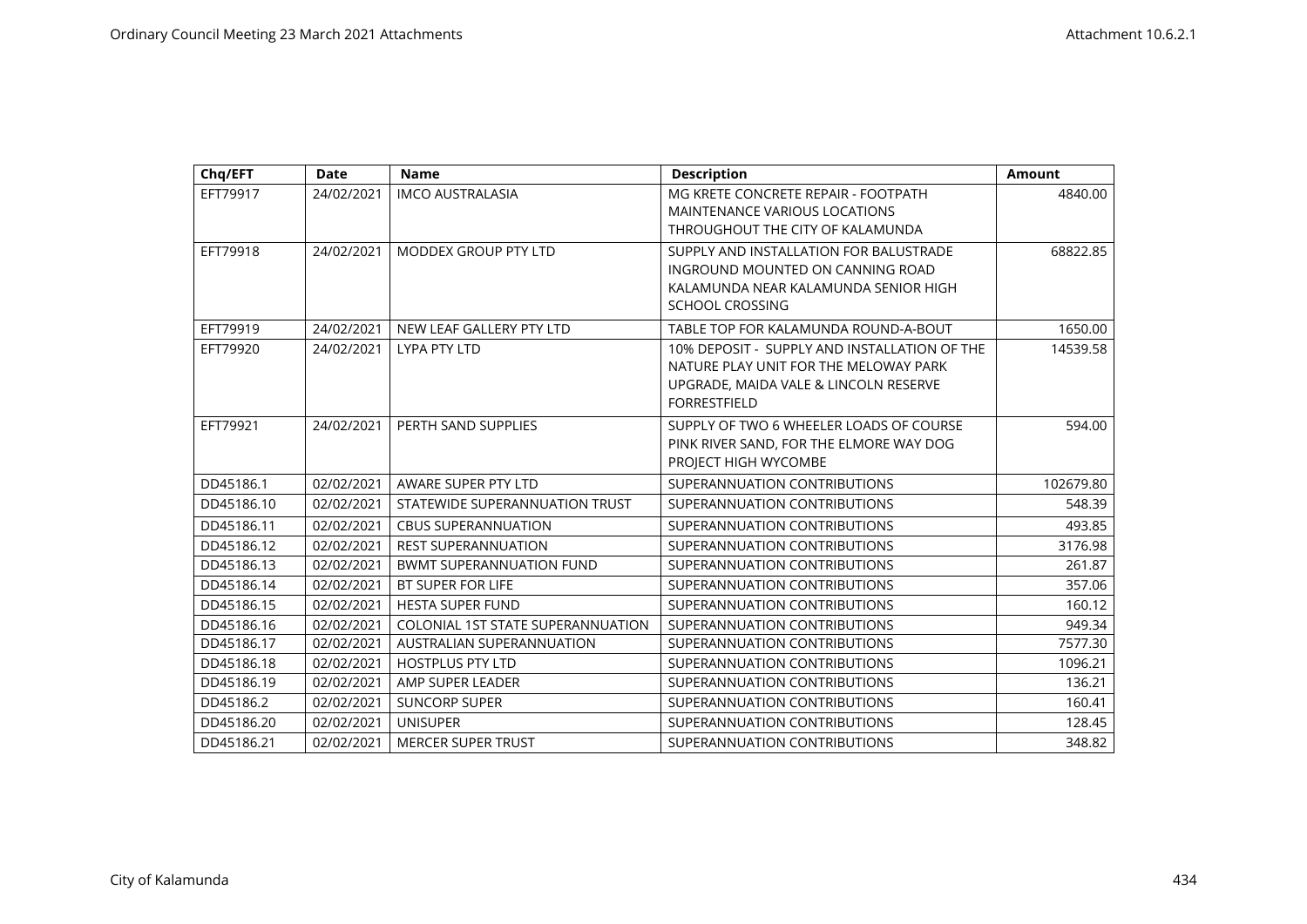| Chq/EFT | Date | Name | Description | Amount |
|---|---|---|---|---|
| EFT79917 | 24/02/2021 | IMCO AUSTRALASIA | MG KRETE CONCRETE REPAIR - FOOTPATH MAINTENANCE VARIOUS LOCATIONS THROUGHOUT THE CITY OF KALAMUNDA | 4840.00 |
| EFT79918 | 24/02/2021 | MODDEX GROUP PTY LTD | SUPPLY AND INSTALLATION FOR BALUSTRADE INGROUND MOUNTED ON CANNING ROAD KALAMUNDA NEAR KALAMUNDA SENIOR HIGH SCHOOL CROSSING | 68822.85 |
| EFT79919 | 24/02/2021 | NEW LEAF GALLERY PTY LTD | TABLE TOP FOR KALAMUNDA ROUND-A-BOUT | 1650.00 |
| EFT79920 | 24/02/2021 | LYPA PTY LTD | 10% DEPOSIT - SUPPLY AND INSTALLATION OF THE NATURE PLAY UNIT FOR THE MELOWAY PARK UPGRADE, MAIDA VALE & LINCOLN RESERVE FORRESTFIELD | 14539.58 |
| EFT79921 | 24/02/2021 | PERTH SAND SUPPLIES | SUPPLY OF TWO 6 WHEELER LOADS OF COURSE PINK RIVER SAND, FOR THE ELMORE WAY DOG PROJECT HIGH WYCOMBE | 594.00 |
| DD45186.1 | 02/02/2021 | AWARE SUPER PTY LTD | SUPERANNUATION CONTRIBUTIONS | 102679.80 |
| DD45186.10 | 02/02/2021 | STATEWIDE SUPERANNUATION TRUST | SUPERANNUATION CONTRIBUTIONS | 548.39 |
| DD45186.11 | 02/02/2021 | CBUS SUPERANNUATION | SUPERANNUATION CONTRIBUTIONS | 493.85 |
| DD45186.12 | 02/02/2021 | REST SUPERANNUATION | SUPERANNUATION CONTRIBUTIONS | 3176.98 |
| DD45186.13 | 02/02/2021 | BWMT SUPERANNUATION FUND | SUPERANNUATION CONTRIBUTIONS | 261.87 |
| DD45186.14 | 02/02/2021 | BT SUPER FOR LIFE | SUPERANNUATION CONTRIBUTIONS | 357.06 |
| DD45186.15 | 02/02/2021 | HESTA SUPER FUND | SUPERANNUATION CONTRIBUTIONS | 160.12 |
| DD45186.16 | 02/02/2021 | COLONIAL 1ST STATE SUPERANNUATION | SUPERANNUATION CONTRIBUTIONS | 949.34 |
| DD45186.17 | 02/02/2021 | AUSTRALIAN SUPERANNUATION | SUPERANNUATION CONTRIBUTIONS | 7577.30 |
| DD45186.18 | 02/02/2021 | HOSTPLUS PTY LTD | SUPERANNUATION CONTRIBUTIONS | 1096.21 |
| DD45186.19 | 02/02/2021 | AMP SUPER LEADER | SUPERANNUATION CONTRIBUTIONS | 136.21 |
| DD45186.2 | 02/02/2021 | SUNCORP SUPER | SUPERANNUATION CONTRIBUTIONS | 160.41 |
| DD45186.20 | 02/02/2021 | UNISUPER | SUPERANNUATION CONTRIBUTIONS | 128.45 |
| DD45186.21 | 02/02/2021 | MERCER SUPER TRUST | SUPERANNUATION CONTRIBUTIONS | 348.82 |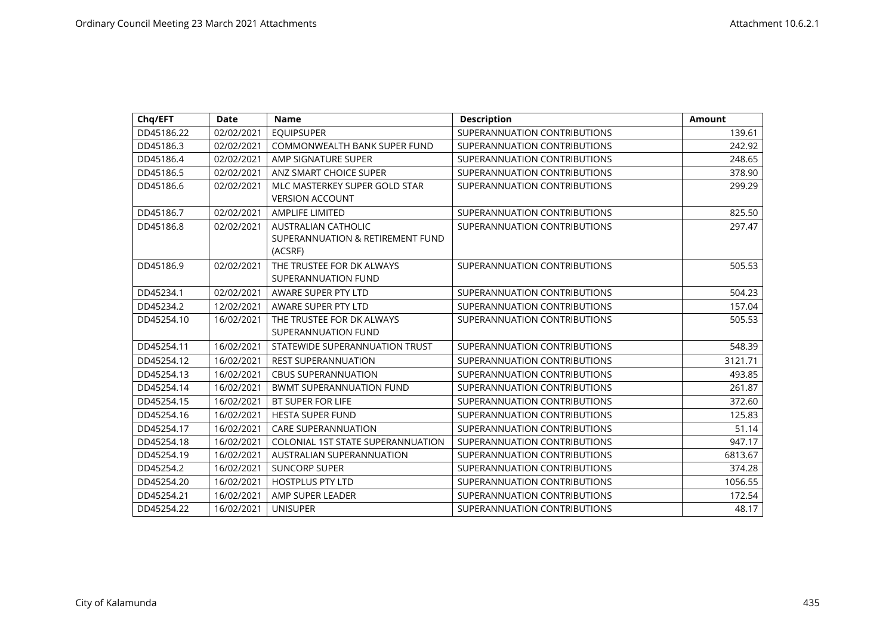| Chq/EFT | Date | Name | Description | Amount |
|---|---|---|---|---|
| DD45186.22 | 02/02/2021 | EQUIPSUPER | SUPERANNUATION CONTRIBUTIONS | 139.61 |
| DD45186.3 | 02/02/2021 | COMMONWEALTH BANK SUPER FUND | SUPERANNUATION CONTRIBUTIONS | 242.92 |
| DD45186.4 | 02/02/2021 | AMP SIGNATURE SUPER | SUPERANNUATION CONTRIBUTIONS | 248.65 |
| DD45186.5 | 02/02/2021 | ANZ SMART CHOICE SUPER | SUPERANNUATION CONTRIBUTIONS | 378.90 |
| DD45186.6 | 02/02/2021 | MLC MASTERKEY SUPER GOLD STAR VERSION ACCOUNT | SUPERANNUATION CONTRIBUTIONS | 299.29 |
| DD45186.7 | 02/02/2021 | AMPLIFE LIMITED | SUPERANNUATION CONTRIBUTIONS | 825.50 |
| DD45186.8 | 02/02/2021 | AUSTRALIAN CATHOLIC SUPERANNUATION & RETIREMENT FUND (ACSRF) | SUPERANNUATION CONTRIBUTIONS | 297.47 |
| DD45186.9 | 02/02/2021 | THE TRUSTEE FOR DK ALWAYS SUPERANNUATION FUND | SUPERANNUATION CONTRIBUTIONS | 505.53 |
| DD45234.1 | 02/02/2021 | AWARE SUPER PTY LTD | SUPERANNUATION CONTRIBUTIONS | 504.23 |
| DD45234.2 | 12/02/2021 | AWARE SUPER PTY LTD | SUPERANNUATION CONTRIBUTIONS | 157.04 |
| DD45254.10 | 16/02/2021 | THE TRUSTEE FOR DK ALWAYS SUPERANNUATION FUND | SUPERANNUATION CONTRIBUTIONS | 505.53 |
| DD45254.11 | 16/02/2021 | STATEWIDE SUPERANNUATION TRUST | SUPERANNUATION CONTRIBUTIONS | 548.39 |
| DD45254.12 | 16/02/2021 | REST SUPERANNUATION | SUPERANNUATION CONTRIBUTIONS | 3121.71 |
| DD45254.13 | 16/02/2021 | CBUS SUPERANNUATION | SUPERANNUATION CONTRIBUTIONS | 493.85 |
| DD45254.14 | 16/02/2021 | BWMT SUPERANNUATION FUND | SUPERANNUATION CONTRIBUTIONS | 261.87 |
| DD45254.15 | 16/02/2021 | BT SUPER FOR LIFE | SUPERANNUATION CONTRIBUTIONS | 372.60 |
| DD45254.16 | 16/02/2021 | HESTA SUPER FUND | SUPERANNUATION CONTRIBUTIONS | 125.83 |
| DD45254.17 | 16/02/2021 | CARE SUPERANNUATION | SUPERANNUATION CONTRIBUTIONS | 51.14 |
| DD45254.18 | 16/02/2021 | COLONIAL 1ST STATE SUPERANNUATION | SUPERANNUATION CONTRIBUTIONS | 947.17 |
| DD45254.19 | 16/02/2021 | AUSTRALIAN SUPERANNUATION | SUPERANNUATION CONTRIBUTIONS | 6813.67 |
| DD45254.2 | 16/02/2021 | SUNCORP SUPER | SUPERANNUATION CONTRIBUTIONS | 374.28 |
| DD45254.20 | 16/02/2021 | HOSTPLUS PTY LTD | SUPERANNUATION CONTRIBUTIONS | 1056.55 |
| DD45254.21 | 16/02/2021 | AMP SUPER LEADER | SUPERANNUATION CONTRIBUTIONS | 172.54 |
| DD45254.22 | 16/02/2021 | UNISUPER | SUPERANNUATION CONTRIBUTIONS | 48.17 |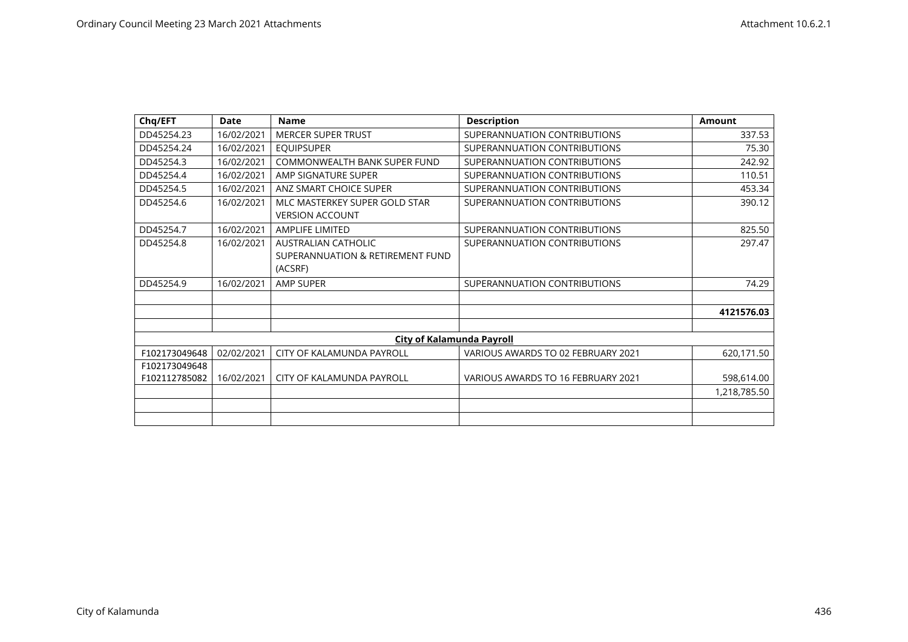| Chq/EFT | Date | Name | Description | Amount |
| --- | --- | --- | --- | --- |
| DD45254.23 | 16/02/2021 | MERCER SUPER TRUST | SUPERANNUATION CONTRIBUTIONS | 337.53 |
| DD45254.24 | 16/02/2021 | EQUIPSUPER | SUPERANNUATION CONTRIBUTIONS | 75.30 |
| DD45254.3 | 16/02/2021 | COMMONWEALTH BANK SUPER FUND | SUPERANNUATION CONTRIBUTIONS | 242.92 |
| DD45254.4 | 16/02/2021 | AMP SIGNATURE SUPER | SUPERANNUATION CONTRIBUTIONS | 110.51 |
| DD45254.5 | 16/02/2021 | ANZ SMART CHOICE SUPER | SUPERANNUATION CONTRIBUTIONS | 453.34 |
| DD45254.6 | 16/02/2021 | MLC MASTERKEY SUPER GOLD STAR VERSION ACCOUNT | SUPERANNUATION CONTRIBUTIONS | 390.12 |
| DD45254.7 | 16/02/2021 | AMPLIFE LIMITED | SUPERANNUATION CONTRIBUTIONS | 825.50 |
| DD45254.8 | 16/02/2021 | AUSTRALIAN CATHOLIC SUPERANNUATION & RETIREMENT FUND (ACSRF) | SUPERANNUATION CONTRIBUTIONS | 297.47 |
| DD45254.9 | 16/02/2021 | AMP SUPER | SUPERANNUATION CONTRIBUTIONS | 74.29 |
| | | | | |
| | | | | **4121576.03** |
| | | | | |
| | | **City of Kalamunda Payroll** | | |
| F102173049648 | 02/02/2021 | CITY OF KALAMUNDA PAYROLL | VARIOUS AWARDS TO 02 FEBRUARY 2021 | 620,171.50 |
| F102173049648 F102112785082 | 16/02/2021 | CITY OF KALAMUNDA PAYROLL | VARIOUS AWARDS TO 16 FEBRUARY 2021 | 598,614.00 |
| | | | | 1,218,785.50 |
| | | | | |
| | | | | |